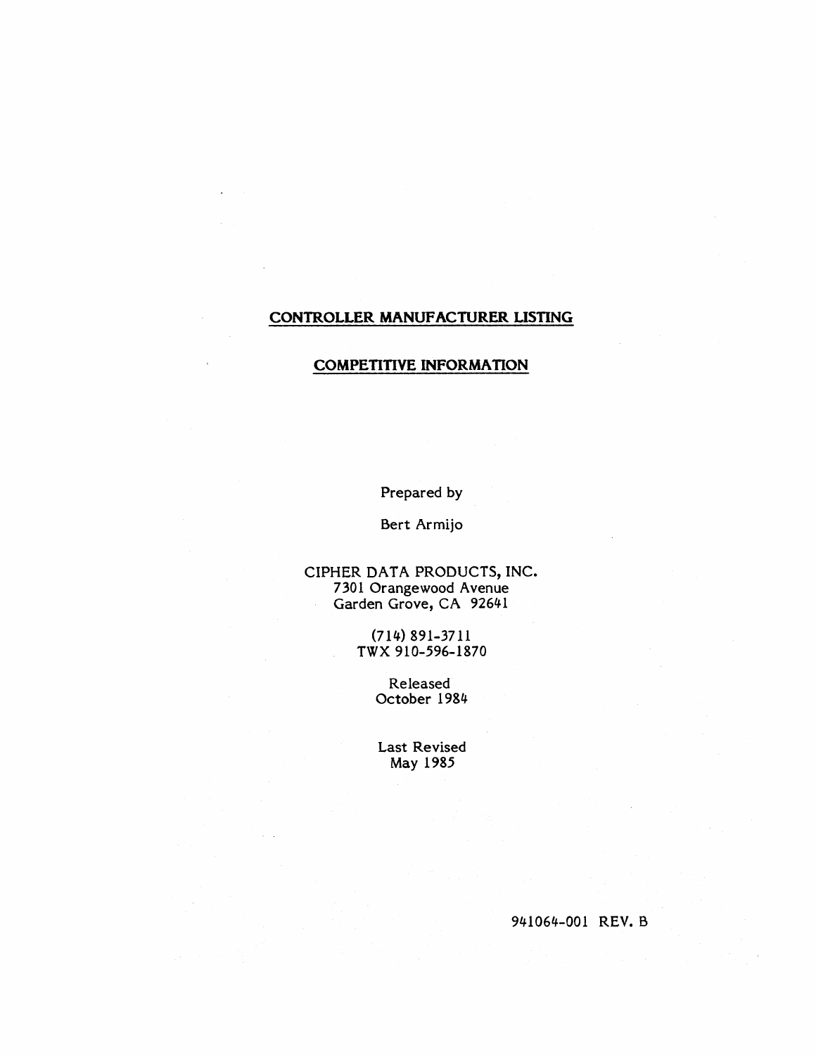# CONTROLLER MANUFACTURER LISTING

## COMPETITIVE INFORMATION

Prepared by

Bert Armijo

CIPHER DATA PRODUCTS, INC.
7301 Orangewood Avenue
Garden Grove, CA 92641

(714) 891-3711
TWX 910-596-1870

Released
October 1984

Last Revised
May 1985

941064-001 REV. B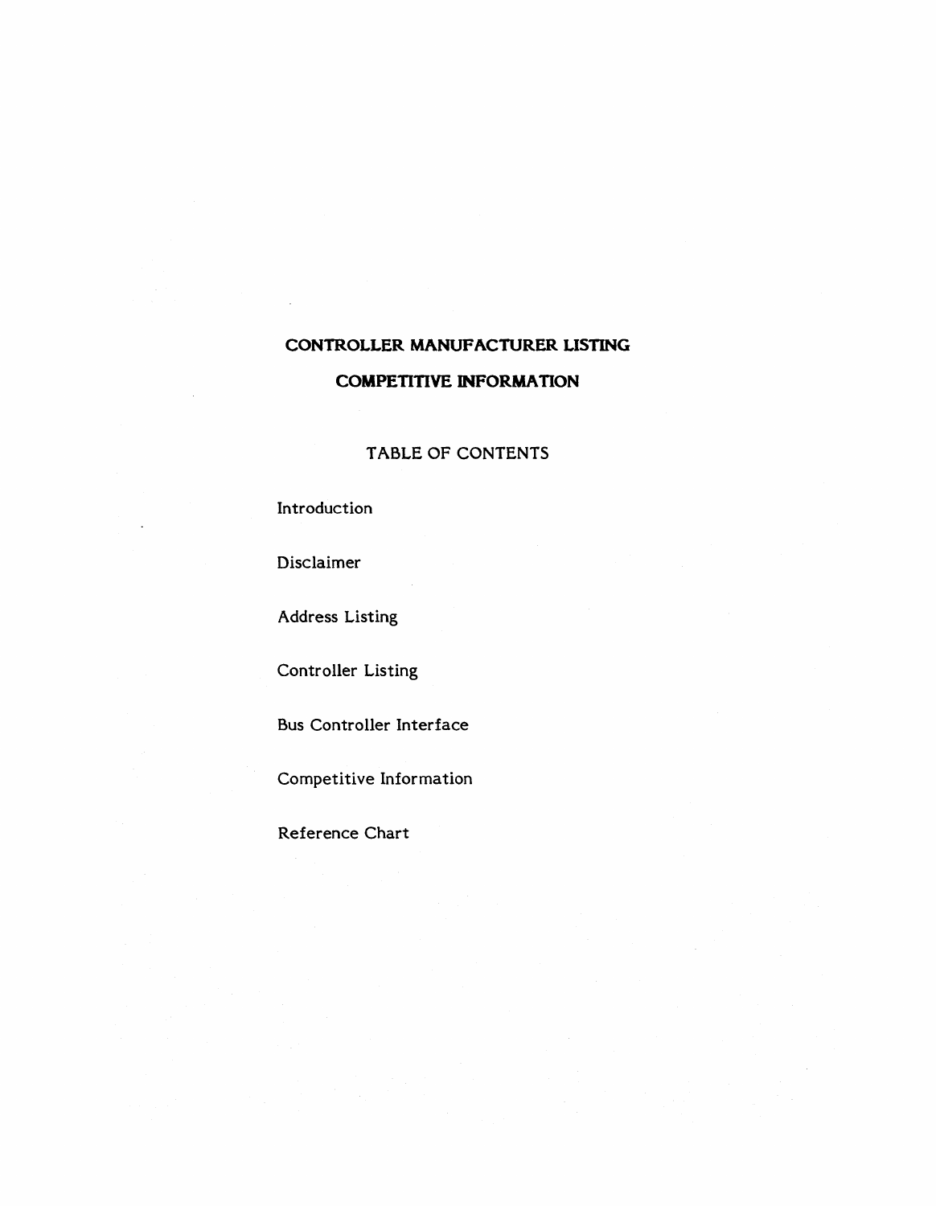# CONTROLLER MANUFACTURER LISTING

# COMPETITIVE INFORMATION

## TABLE OF CONTENTS

Introduction

Disclaimer

Address Listing

Controller Listing

Bus Controller Interface

Competitive Information

Reference Chart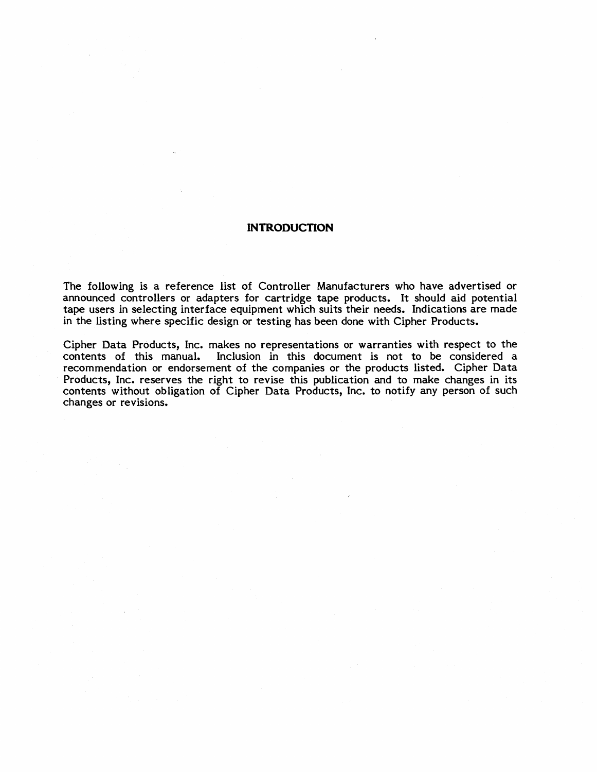# INTRODUCTION

The following is a reference list of Controller Manufacturers who have advertised or announced controllers or adapters for cartridge tape products. It should aid potential tape users in selecting interface equipment which suits their needs. Indications are made in the listing where specific design or testing has been done with Cipher Products.

Cipher Data Products, Inc. makes no representations or warranties with respect to the contents of this manual. Inclusion in this document is not to be considered a recommendation or endorsement of the companies or the products listed. Cipher Data Products, Inc. reserves the right to revise this publication and to make changes in its contents without obligation of Cipher Data Products, Inc. to notify any person of such changes or revisions.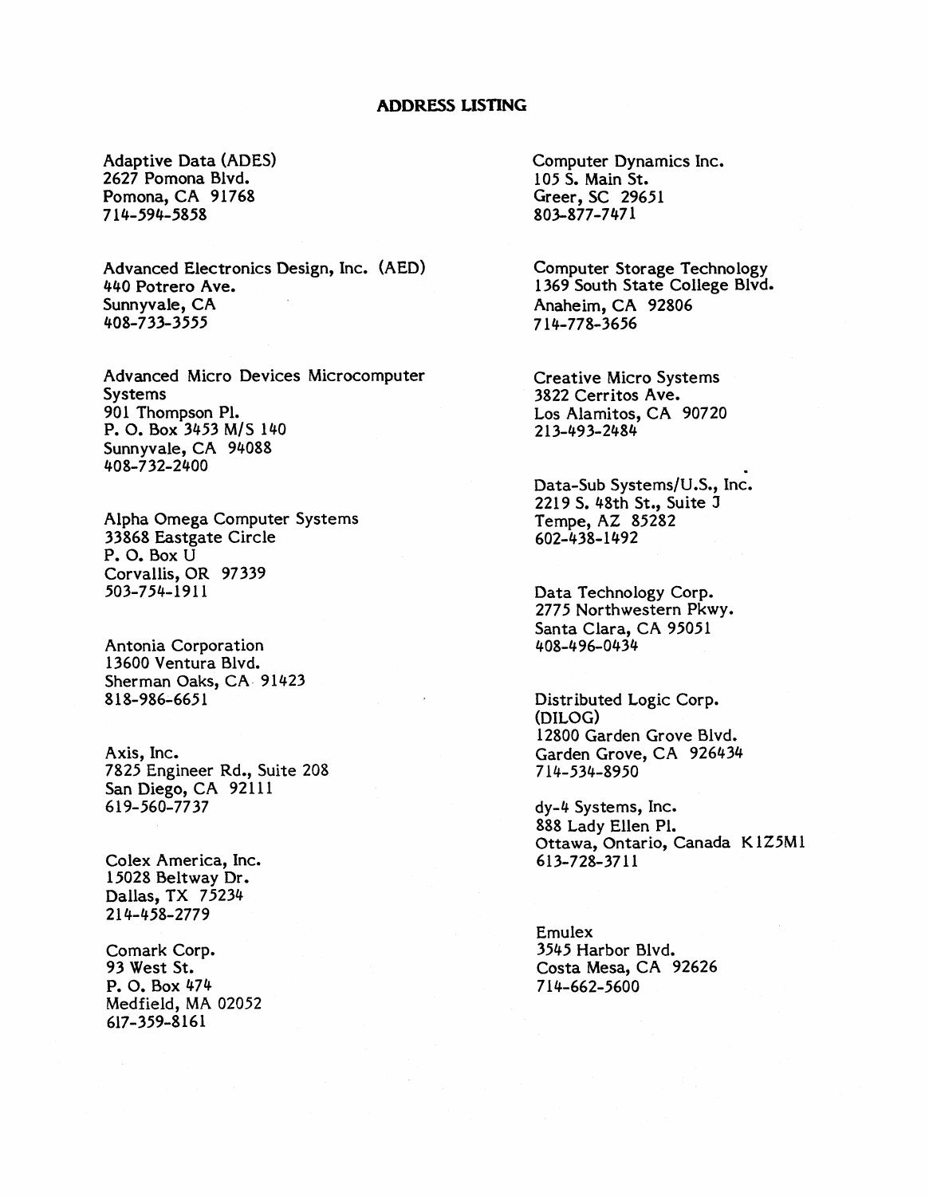# ADDRESS LISTING

Adaptive Data (ADES)
2627 Pomona Blvd.
Pomona, CA 91768
714-594-5858

Advanced Electronics Design, Inc. (AED)
440 Potrero Ave.
Sunnyvale, CA
408-733-3555

Advanced Micro Devices Microcomputer Systems
901 Thompson Pl.
P. O. Box 3453 M/S 140
Sunnyvale, CA 94088
408-732-2400

Alpha Omega Computer Systems
33868 Eastgate Circle
P. O. Box U
Corvallis, OR 97339
503-754-1911

Antonia Corporation
13600 Ventura Blvd.
Sherman Oaks, CA 91423
818-986-6651

Axis, Inc.
7825 Engineer Rd., Suite 208
San Diego, CA 92111
619-560-7737

Colex America, Inc.
15028 Beltway Dr.
Dallas, TX 75234
214-458-2779

Comark Corp.
93 West St.
P. O. Box 474
Medfield, MA 02052
617-359-8161

Computer Dynamics Inc.
105 S. Main St.
Greer, SC 29651
803-877-7471

Computer Storage Technology
1369 South State College Blvd.
Anaheim, CA 92806
714-778-3656

Creative Micro Systems
3822 Cerritos Ave.
Los Alamitos, CA 90720
213-493-2484

Data-Sub Systems/U.S., Inc.
2219 S. 48th St., Suite J
Tempe, AZ 85282
602-438-1492

Data Technology Corp.
2775 Northwestern Pkwy.
Santa Clara, CA 95051
408-496-0434

Distributed Logic Corp.
(DILOG)
12800 Garden Grove Blvd.
Garden Grove, CA 926434
714-534-8950

dy-4 Systems, Inc.
888 Lady Ellen Pl.
Ottawa, Ontario, Canada K1Z5M1
613-728-3711

Emulex
3545 Harbor Blvd.
Costa Mesa, CA 92626
714-662-5600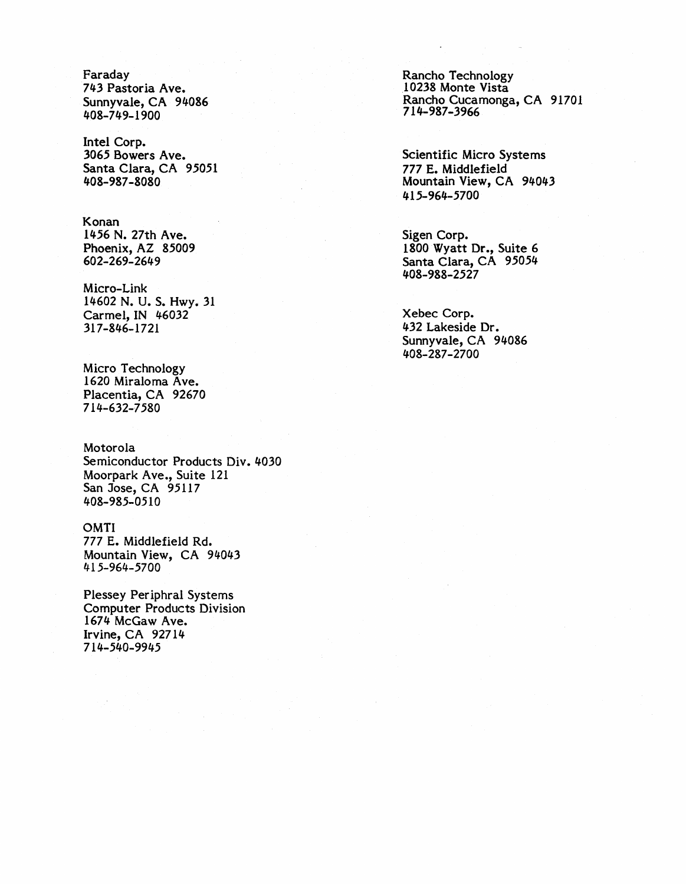Faraday
743 Pastoria Ave.
Sunnyvale, CA 94086
408-749-1900

Intel Corp.
3065 Bowers Ave.
Santa Clara, CA 95051
408-987-8080

Konan
1456 N. 27th Ave.
Phoenix, AZ 85009
602-269-2649

Micro-Link
14602 N. U. S. Hwy. 31
Carmel, IN 46032
317-846-1721

Micro Technology
1620 Miraloma Ave.
Placentia, CA 92670
714-632-7580

Motorola
Semiconductor Products Div. 4030
Moorpark Ave., Suite 121
San Jose, CA 95117
408-985-0510

OMTI
777 E. Middlefield Rd.
Mountain View, CA 94043
415-964-5700

Plessey Periphral Systems
Computer Products Division
1674 McGaw Ave.
Irvine, CA 92714
714-540-9945

Rancho Technology
10238 Monte Vista
Rancho Cucamonga, CA 91701
714-987-3966

Scientific Micro Systems
777 E. Middlefield
Mountain View, CA 94043
415-964-5700

Sigen Corp.
1800 Wyatt Dr., Suite 6
Santa Clara, CA 95054
408-988-2527

Xebec Corp.
432 Lakeside Dr.
Sunnyvale, CA 94086
408-287-2700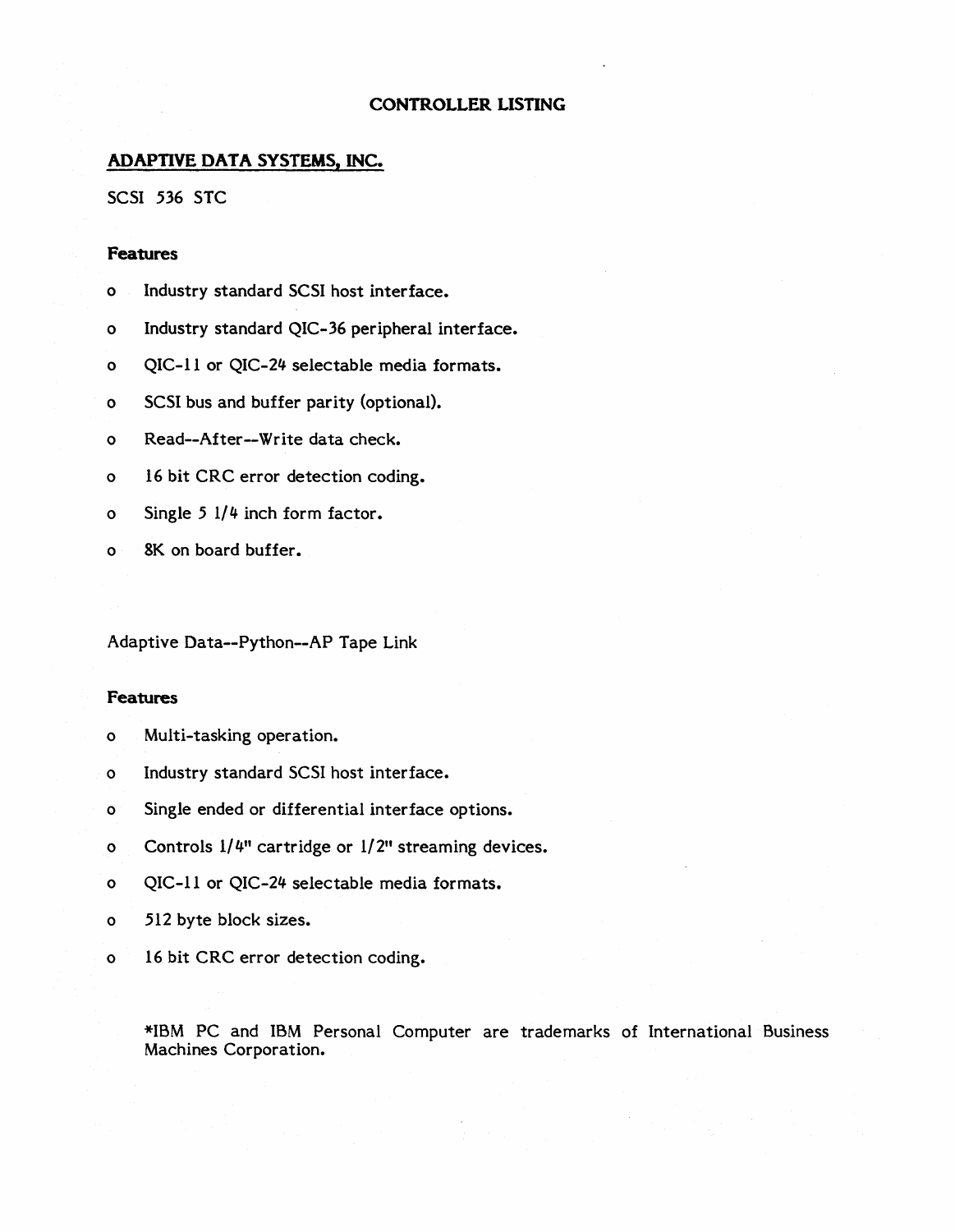# CONTROLLER LISTING

## ADAPTIVE DATA SYSTEMS, INC.

SCSI 536 STC

### Features

- Industry standard SCSI host interface.
- Industry standard QIC-36 peripheral interface.
- QIC-11 or QIC-24 selectable media formats.
- SCSI bus and buffer parity (optional).
- Read--After--Write data check.
- 16 bit CRC error detection coding.
- Single 5 1/4 inch form factor.
- 8K on board buffer.

Adaptive Data--Python--AP Tape Link

### Features

- Multi-tasking operation.
- Industry standard SCSI host interface.
- Single ended or differential interface options.
- Controls 1/4" cartridge or 1/2" streaming devices.
- QIC-11 or QIC-24 selectable media formats.
- 512 byte block sizes.
- 16 bit CRC error detection coding.

*IBM PC and IBM Personal Computer are trademarks of International Business Machines Corporation.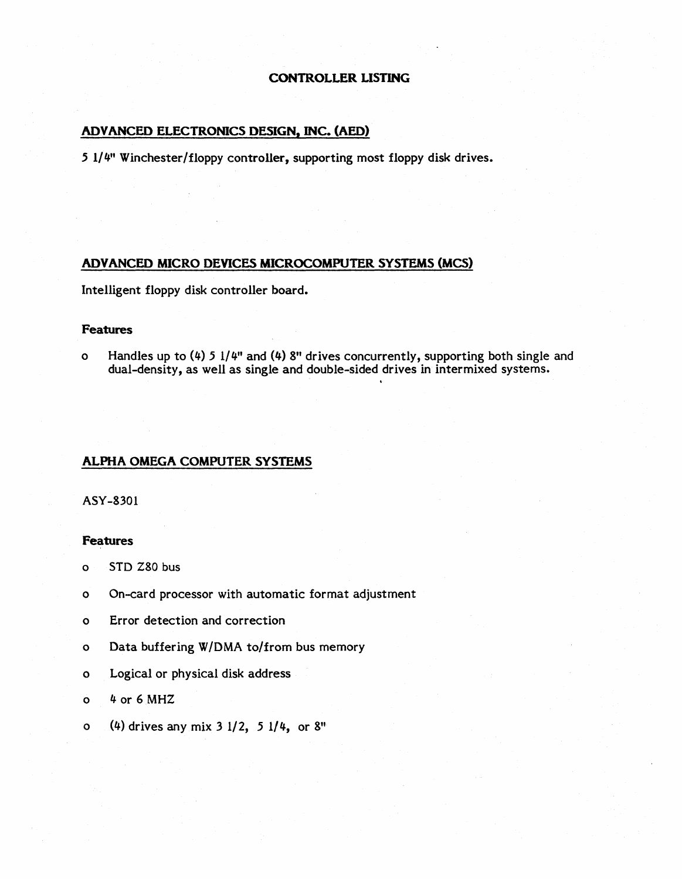# CONTROLLER LISTING

## ADVANCED ELECTRONICS DESIGN, INC. (AED)

5 1/4" Winchester/floppy controller, supporting most floppy disk drives.

## ADVANCED MICRO DEVICES MICROCOMPUTER SYSTEMS (MCS)

Intelligent floppy disk controller board.

### Features

- Handles up to (4) 5 1/4" and (4) 8" drives concurrently, supporting both single and dual-density, as well as single and double-sided drives in intermixed systems.

## ALPHA OMEGA COMPUTER SYSTEMS

ASY-8301

### Features

- STD Z80 bus
- On-card processor with automatic format adjustment
- Error detection and correction
- Data buffering W/DMA to/from bus memory
- Logical or physical disk address
- 4 or 6 MHZ
- (4) drives any mix 3 1/2, 5 1/4, or 8"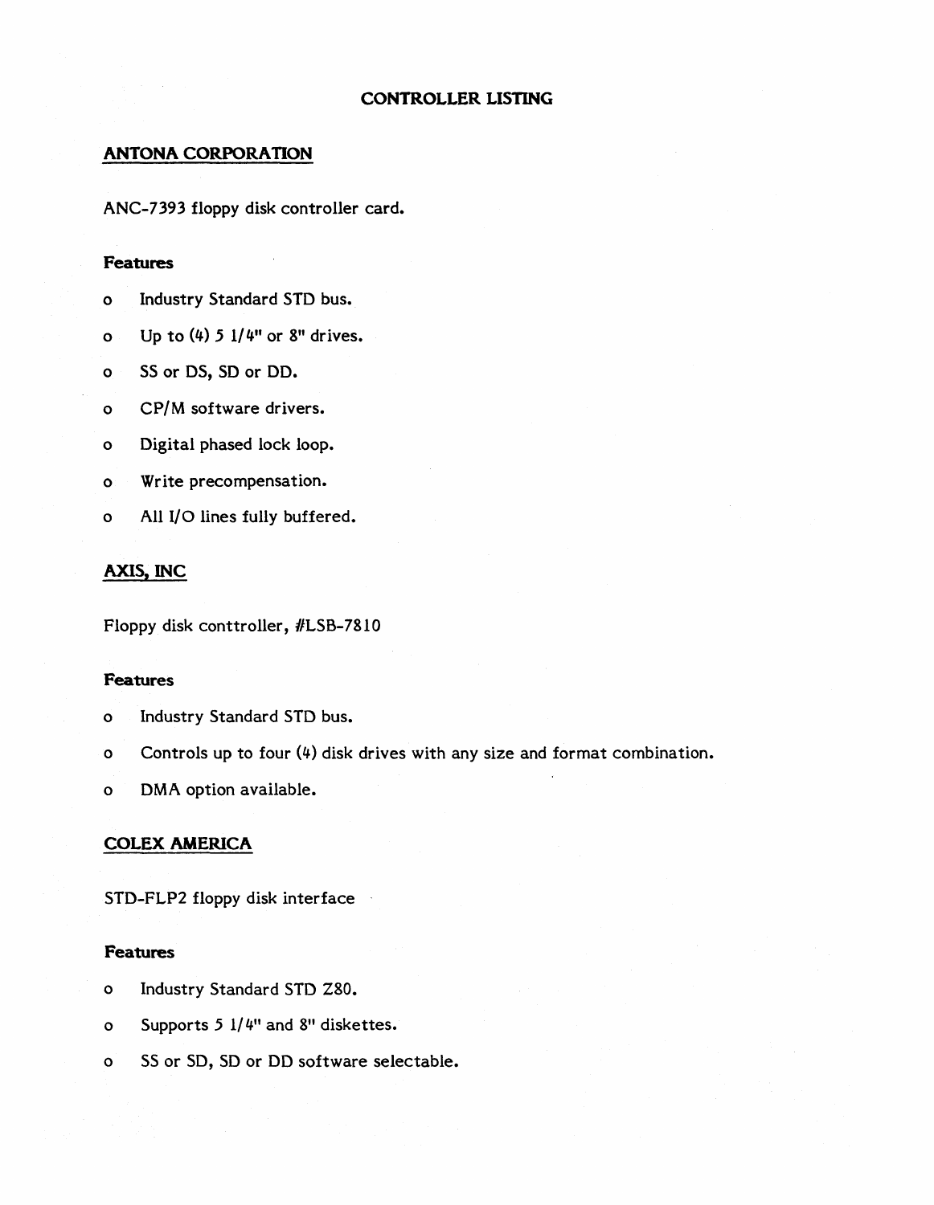## CONTROLLER LISTING

### ANTONA CORPORATION

ANC-7393 floppy disk controller card.

**Features**

- o Industry Standard STD bus.
- o Up to (4) 5 1/4" or 8" drives.
- o SS or DS, SD or DD.
- o CP/M software drivers.
- o Digital phased lock loop.
- o Write precompensation.
- o All I/O lines fully buffered.

### AXIS, INC

Floppy disk conttroller, #LSB-7810

**Features**

- o Industry Standard STD bus.
- o Controls up to four (4) disk drives with any size and format combination.
- o DMA option available.

### COLEX AMERICA

STD-FLP2 floppy disk interface

**Features**

- o Industry Standard STD Z80.
- o Supports 5 1/4" and 8" diskettes.
- o SS or SD, SD or DD software selectable.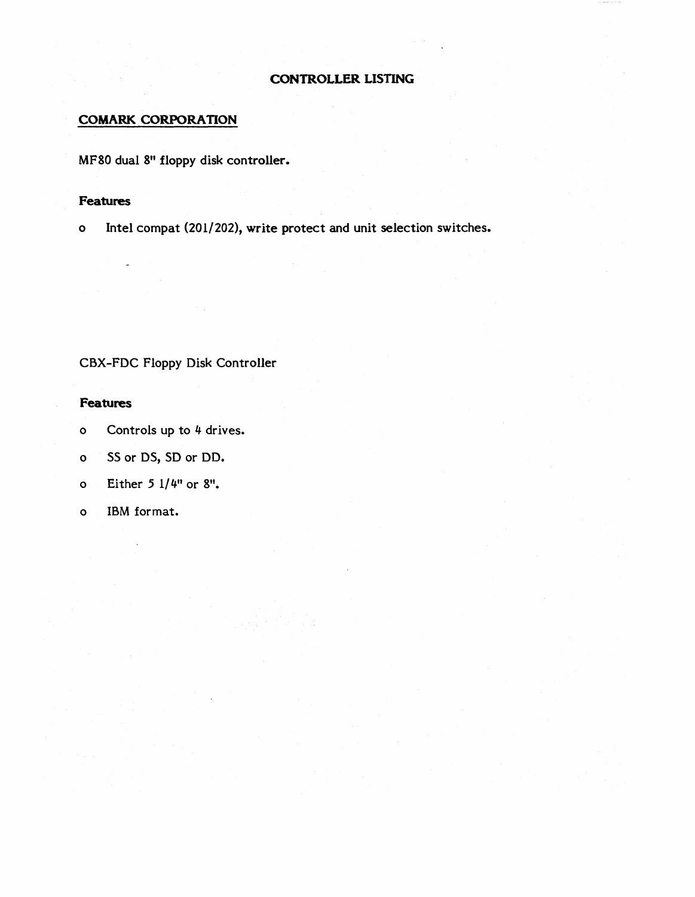# CONTROLLER LISTING

## COMARK CORPORATION

MF80 dual 8" floppy disk controller.

### Features

- Intel compat (201/202), write protect and unit selection switches.

CBX-FDC Floppy Disk Controller

### Features

- Controls up to 4 drives.
- SS or DS, SD or DD.
- Either 5 1/4" or 8".
- IBM format.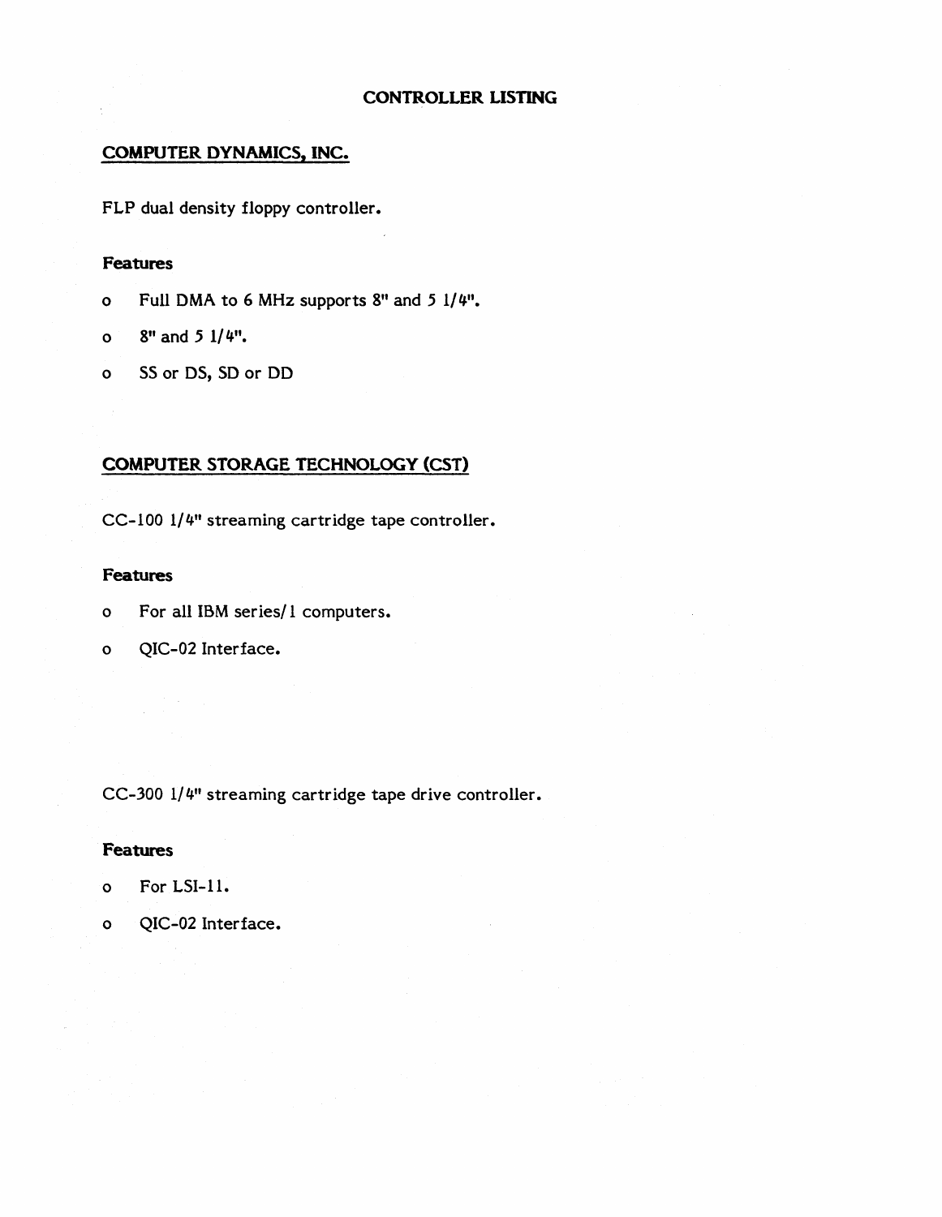# CONTROLLER LISTING

## COMPUTER DYNAMICS, INC.

FLP dual density floppy controller.

### Features

- Full DMA to 6 MHz supports 8" and 5 1/4".
- 8" and 5 1/4".
- SS or DS, SD or DD

## COMPUTER STORAGE TECHNOLOGY (CST)

CC-100 1/4" streaming cartridge tape controller.

### Features

- For all IBM series/1 computers.
- QIC-02 Interface.

CC-300 1/4" streaming cartridge tape drive controller.

### Features

- For LSI-11.
- QIC-02 Interface.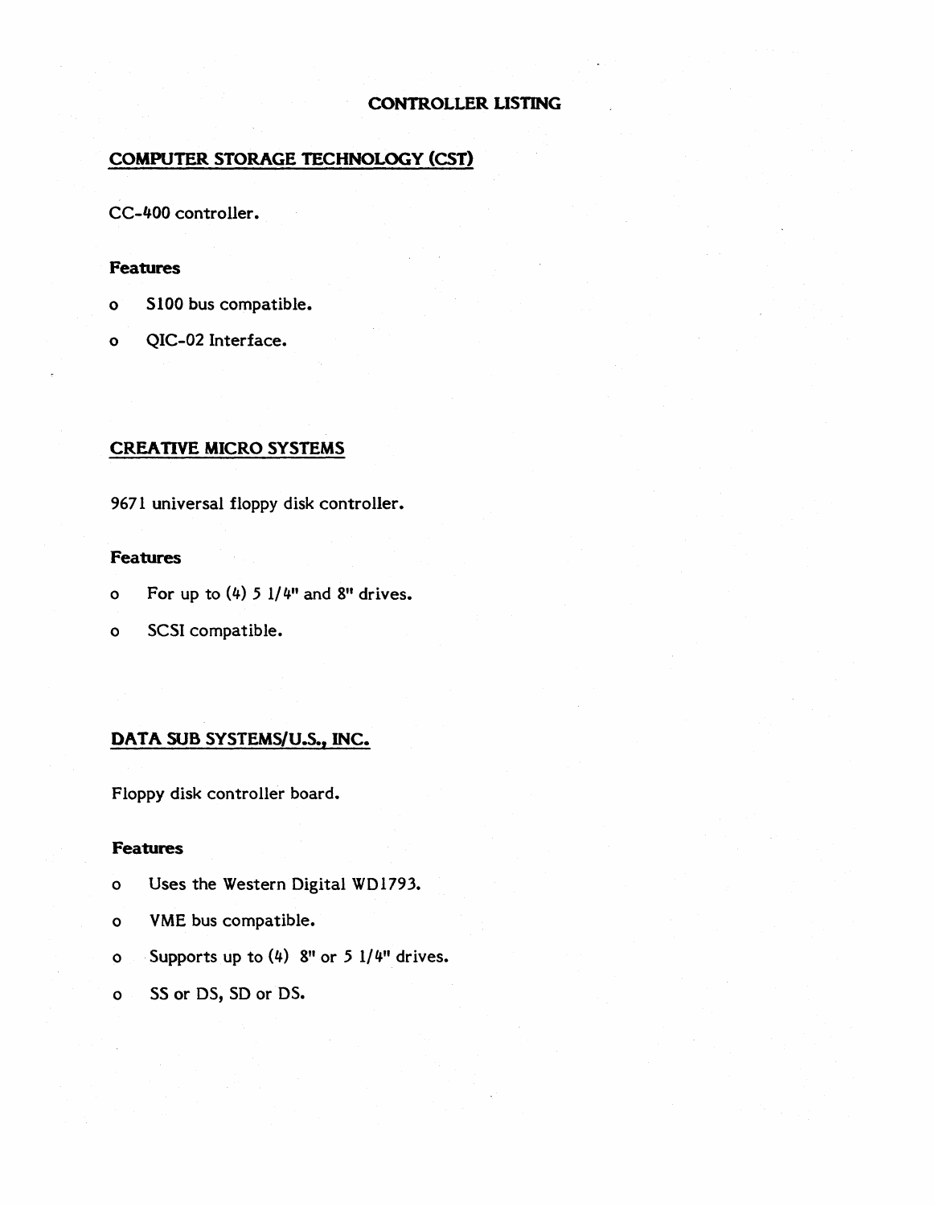# CONTROLLER LISTING

## COMPUTER STORAGE TECHNOLOGY (CST)

CC-400 controller.

### Features

- S100 bus compatible.
- QIC-02 Interface.

## CREATIVE MICRO SYSTEMS

9671 universal floppy disk controller.

### Features

- For up to (4) 5 1/4" and 8" drives.
- SCSI compatible.

## DATA SUB SYSTEMS/U.S., INC.

Floppy disk controller board.

### Features

- Uses the Western Digital WD1793.
- VME bus compatible.
- Supports up to (4) 8" or 5 1/4" drives.
- SS or DS, SD or DS.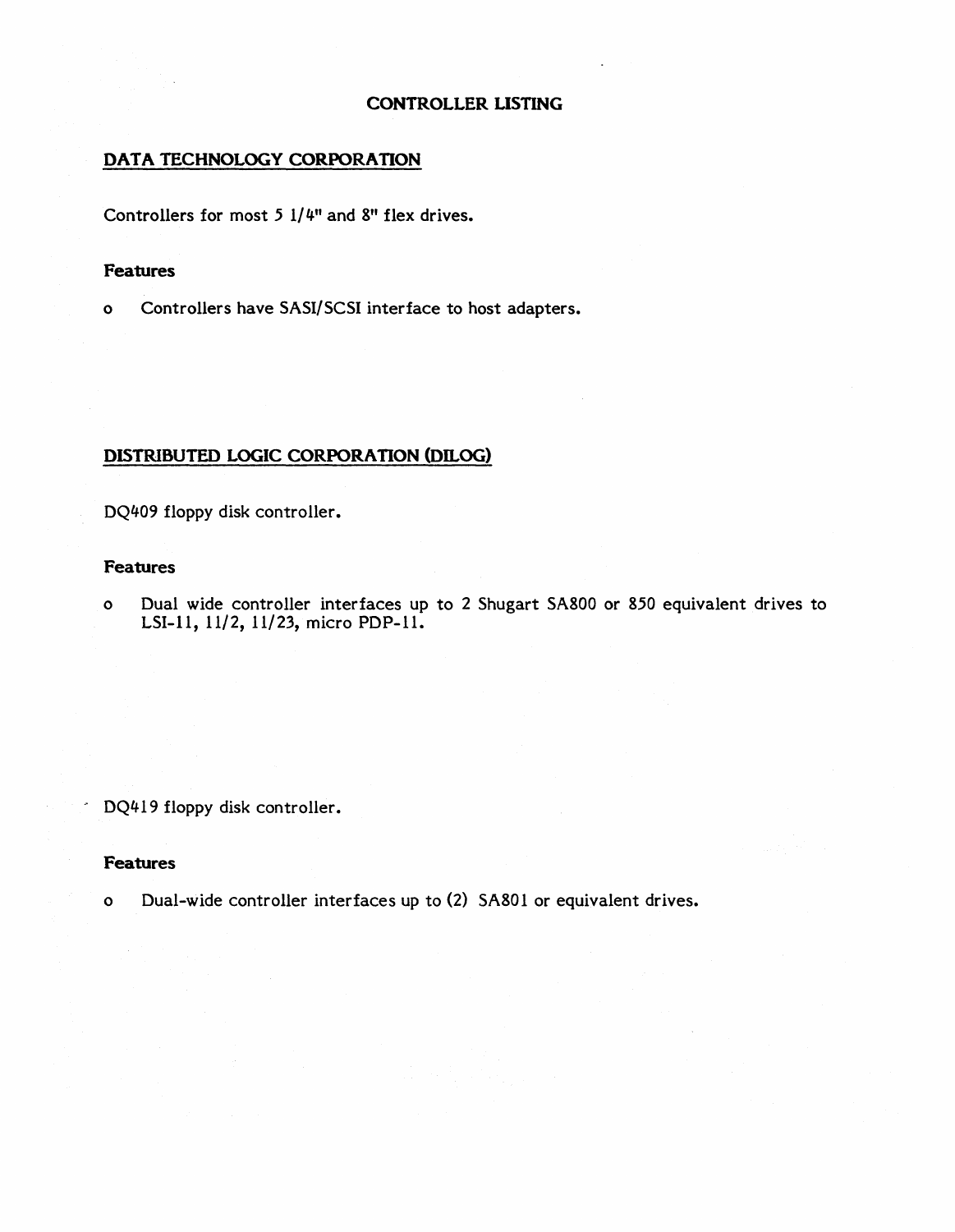# CONTROLLER LISTING

## DATA TECHNOLOGY CORPORATION

Controllers for most 5 1/4" and 8" flex drives.

### Features

- Controllers have SASI/SCSI interface to host adapters.

## DISTRIBUTED LOGIC CORPORATION (DILOG)

DQ409 floppy disk controller.

### Features

- Dual wide controller interfaces up to 2 Shugart SA800 or 850 equivalent drives to LSI-11, 11/2, 11/23, micro PDP-11.

DQ419 floppy disk controller.

### Features

- Dual-wide controller interfaces up to (2) SA801 or equivalent drives.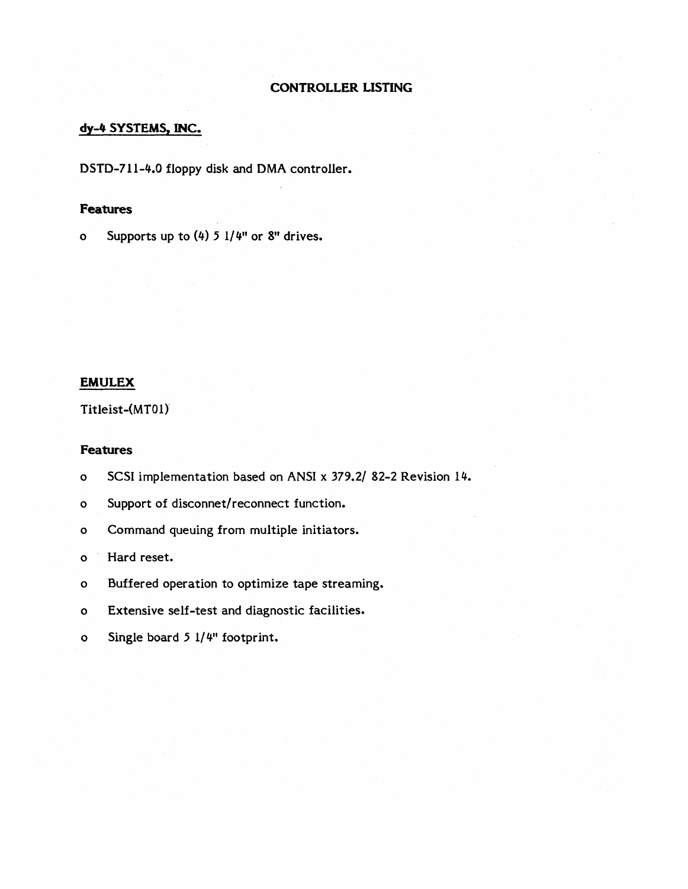# CONTROLLER LISTING

## dy-4 SYSTEMS, INC.

DSTD-711-4.0 floppy disk and DMA controller.

### Features

- Supports up to (4) 5 1/4" or 8" drives.

## EMULEX

Titleist-(MT01)

### Features

- SCSI implementation based on ANSI x 379.2/ 82-2 Revision 14.
- Support of disconnet/reconnect function.
- Command queuing from multiple initiators.
- Hard reset.
- Buffered operation to optimize tape streaming.
- Extensive self-test and diagnostic facilities.
- Single board 5 1/4" footprint.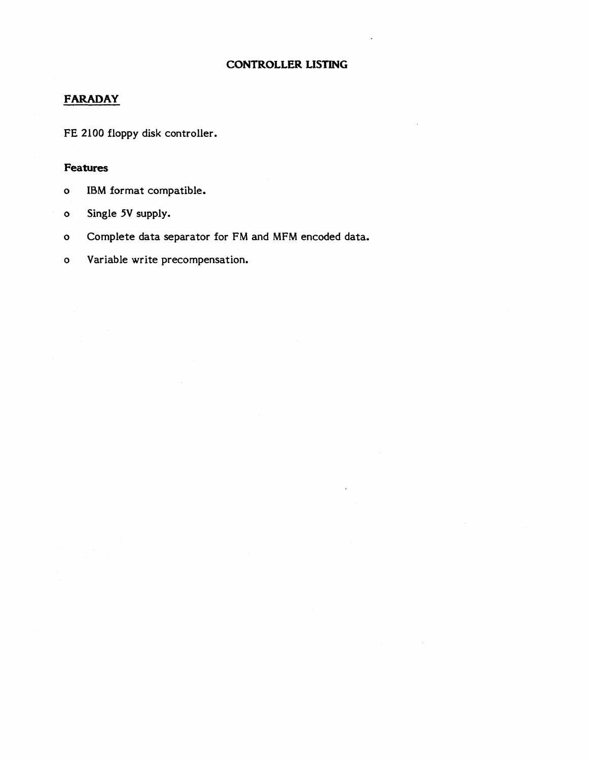# CONTROLLER LISTING

## FARADAY

FE 2100 floppy disk controller.

### Features

- IBM format compatible.
- Single 5V supply.
- Complete data separator for FM and MFM encoded data.
- Variable write precompensation.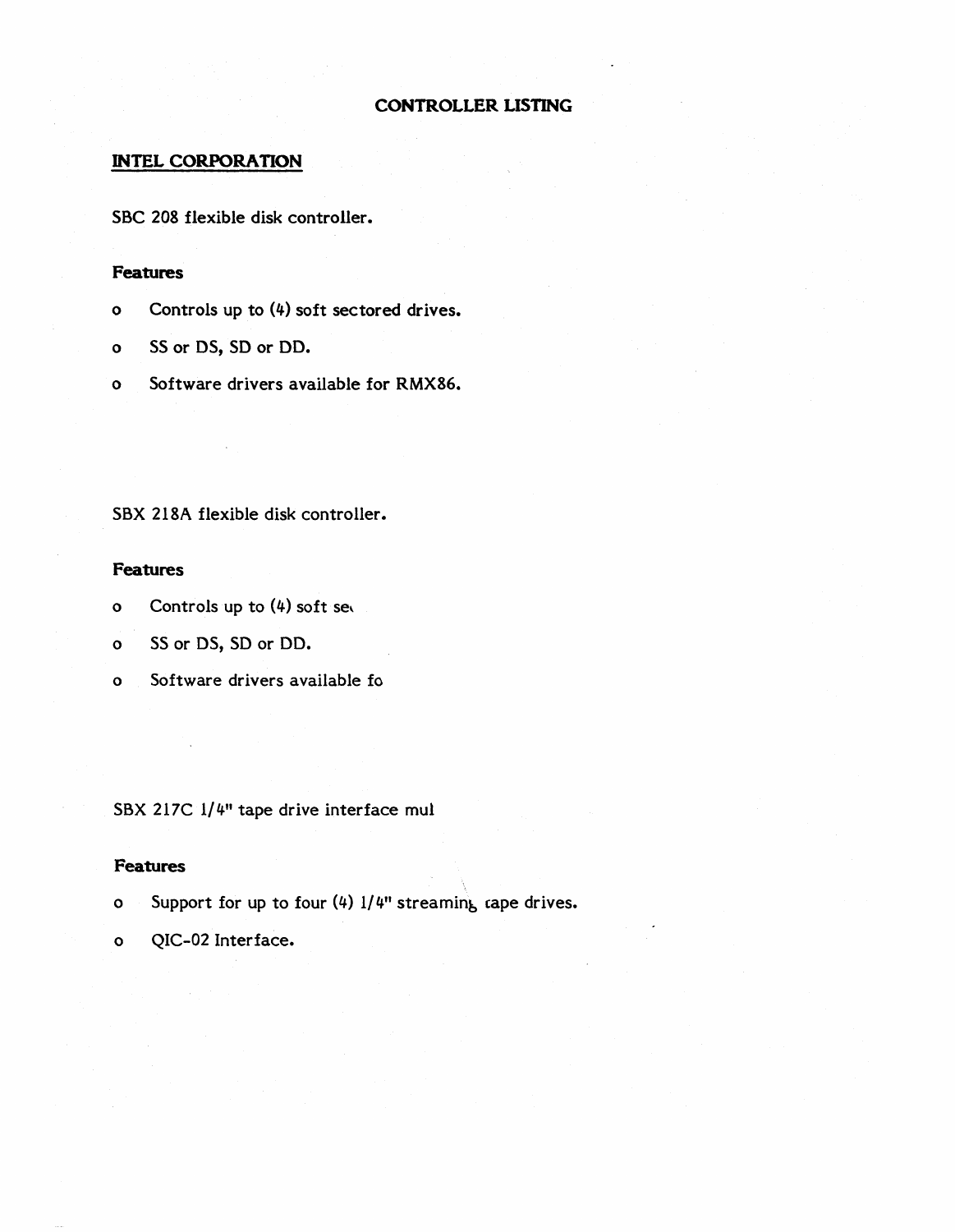## CONTROLLER LISTING

### INTEL CORPORATION

SBC 208 flexible disk controller.

**Features**

- o Controls up to (4) soft sectored drives.
- o SS or DS, SD or DD.
- o Software drivers available for RMX86.

SBX 218A flexible disk controller.

**Features**

- o Controls up to (4) soft se
- o SS or DS, SD or DD.
- o Software drivers available fo

SBX 217C 1/4" tape drive interface mul

**Features**

- o Support for up to four (4) 1/4" streaming tape drives.
- o QIC-02 Interface.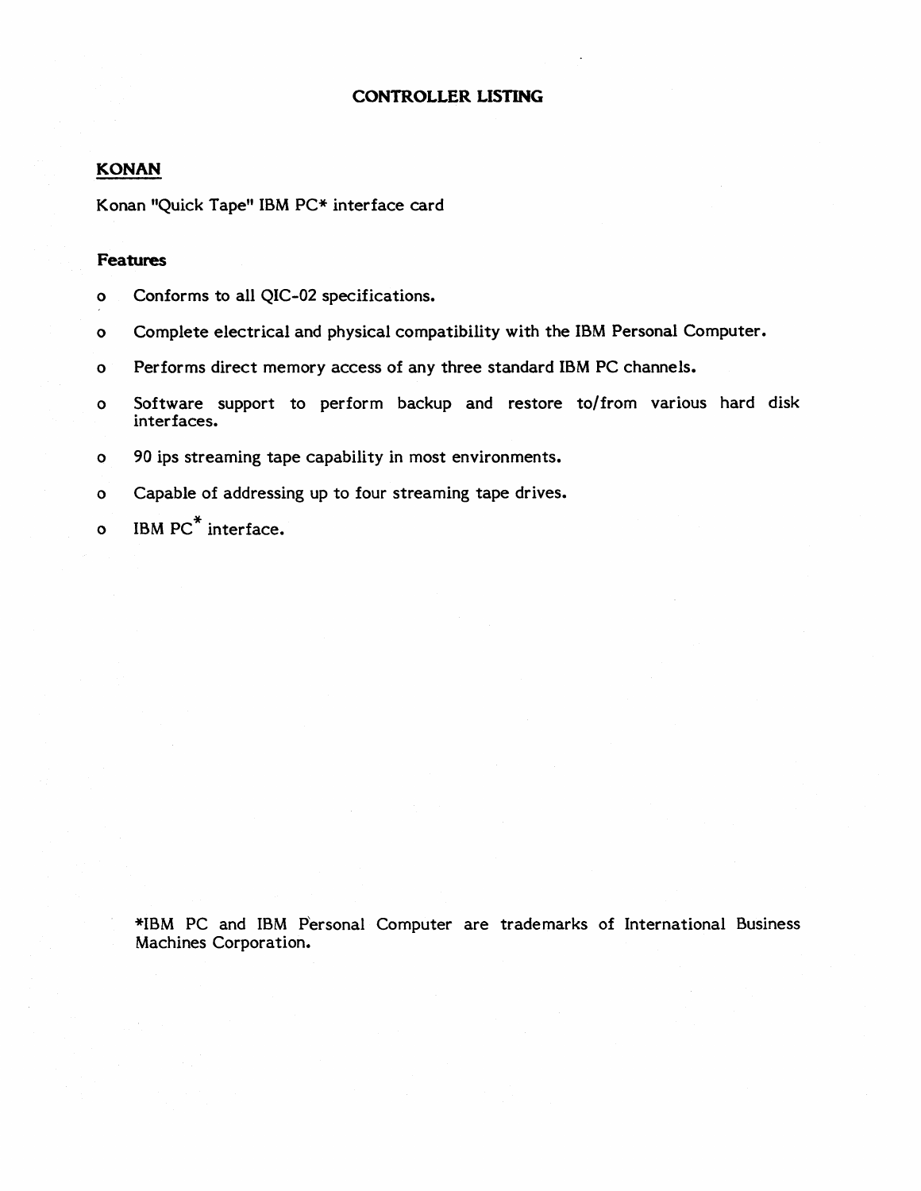# CONTROLLER LISTING

## KONAN

Konan "Quick Tape" IBM PC* interface card

### Features

- Conforms to all QIC-02 specifications.
- Complete electrical and physical compatibility with the IBM Personal Computer.
- Performs direct memory access of any three standard IBM PC channels.
- Software support to perform backup and restore to/from various hard disk interfaces.
- 90 ips streaming tape capability in most environments.
- Capable of addressing up to four streaming tape drives.
- IBM PC* interface.

*IBM PC and IBM Personal Computer are trademarks of International Business Machines Corporation.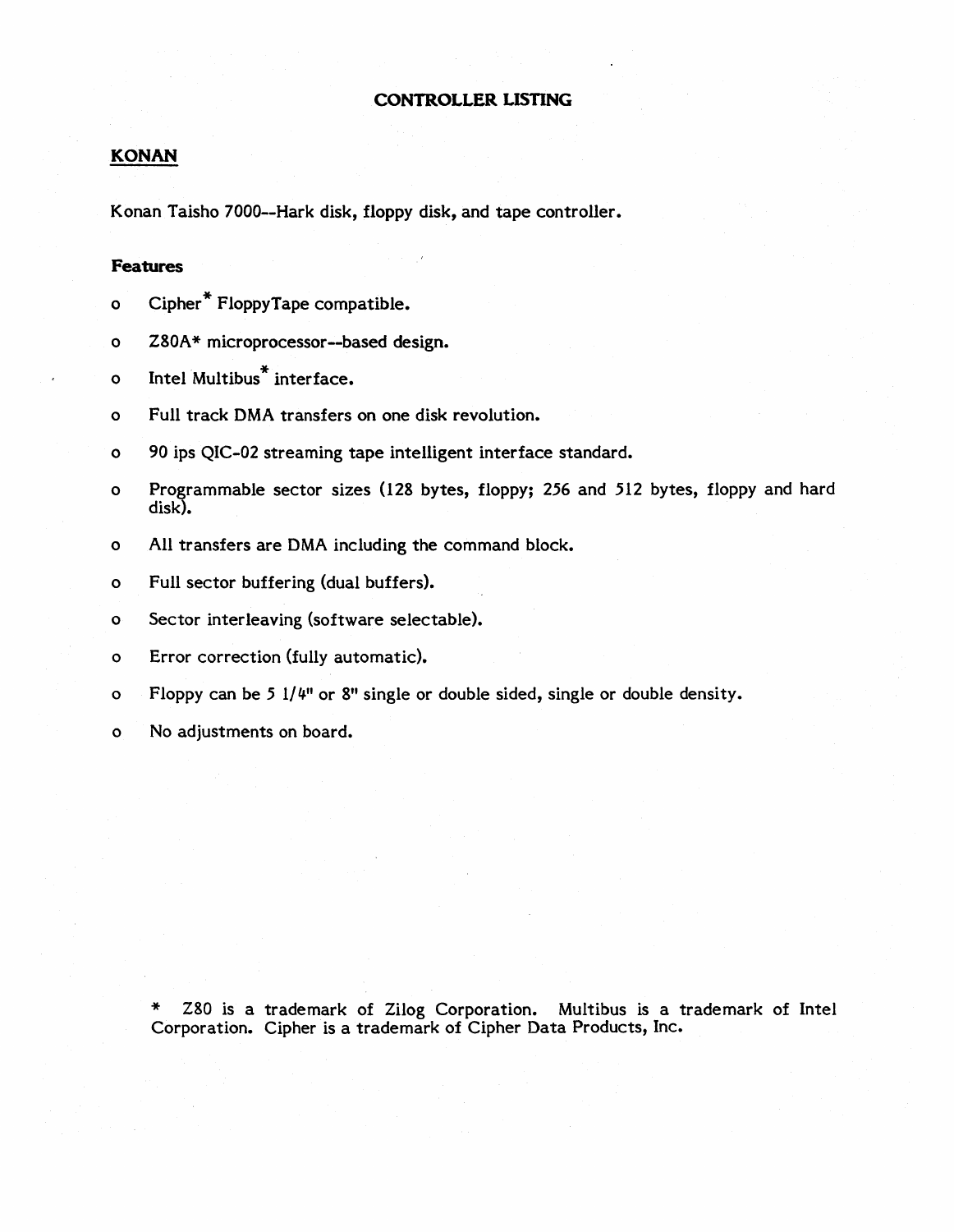# CONTROLLER LISTING

## KONAN

Konan Taisho 7000--Hark disk, floppy disk, and tape controller.

### Features

- Cipher* FloppyTape compatible.
- Z80A* microprocessor--based design.
- Intel Multibus* interface.
- Full track DMA transfers on one disk revolution.
- 90 ips QIC-02 streaming tape intelligent interface standard.
- Programmable sector sizes (128 bytes, floppy; 256 and 512 bytes, floppy and hard disk).
- All transfers are DMA including the command block.
- Full sector buffering (dual buffers).
- Sector interleaving (software selectable).
- Error correction (fully automatic).
- Floppy can be 5 1/4" or 8" single or double sided, single or double density.
- No adjustments on board.

\* Z80 is a trademark of Zilog Corporation. Multibus is a trademark of Intel Corporation. Cipher is a trademark of Cipher Data Products, Inc.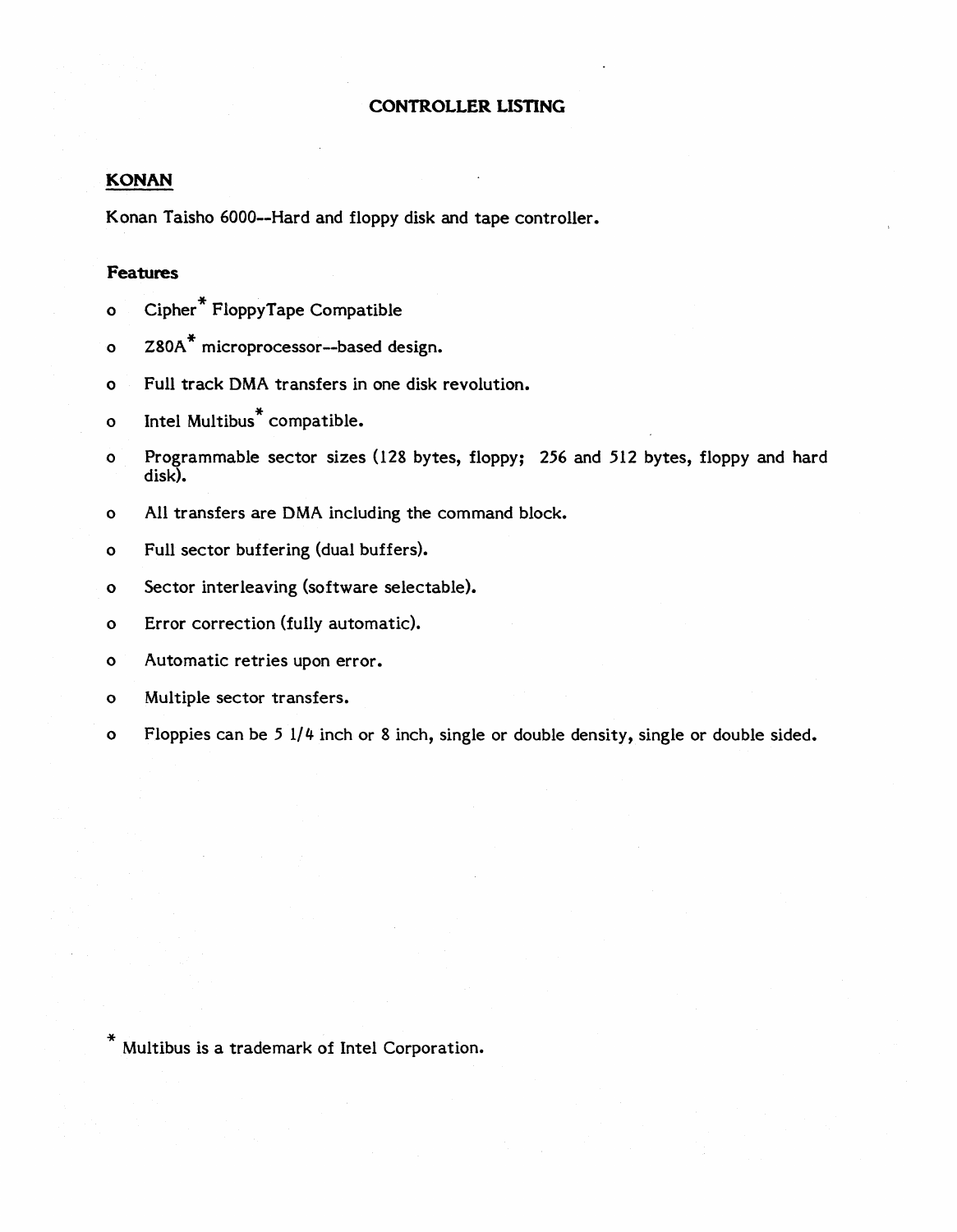# CONTROLLER LISTING

## KONAN

Konan Taisho 6000--Hard and floppy disk and tape controller.

### Features

- Cipher* FloppyTape Compatible
- Z80A* microprocessor--based design.
- Full track DMA transfers in one disk revolution.
- Intel Multibus* compatible.
- Programmable sector sizes (128 bytes, floppy; 256 and 512 bytes, floppy and hard disk).
- All transfers are DMA including the command block.
- Full sector buffering (dual buffers).
- Sector interleaving (software selectable).
- Error correction (fully automatic).
- Automatic retries upon error.
- Multiple sector transfers.
- Floppies can be 5 1/4 inch or 8 inch, single or double density, single or double sided.

\* Multibus is a trademark of Intel Corporation.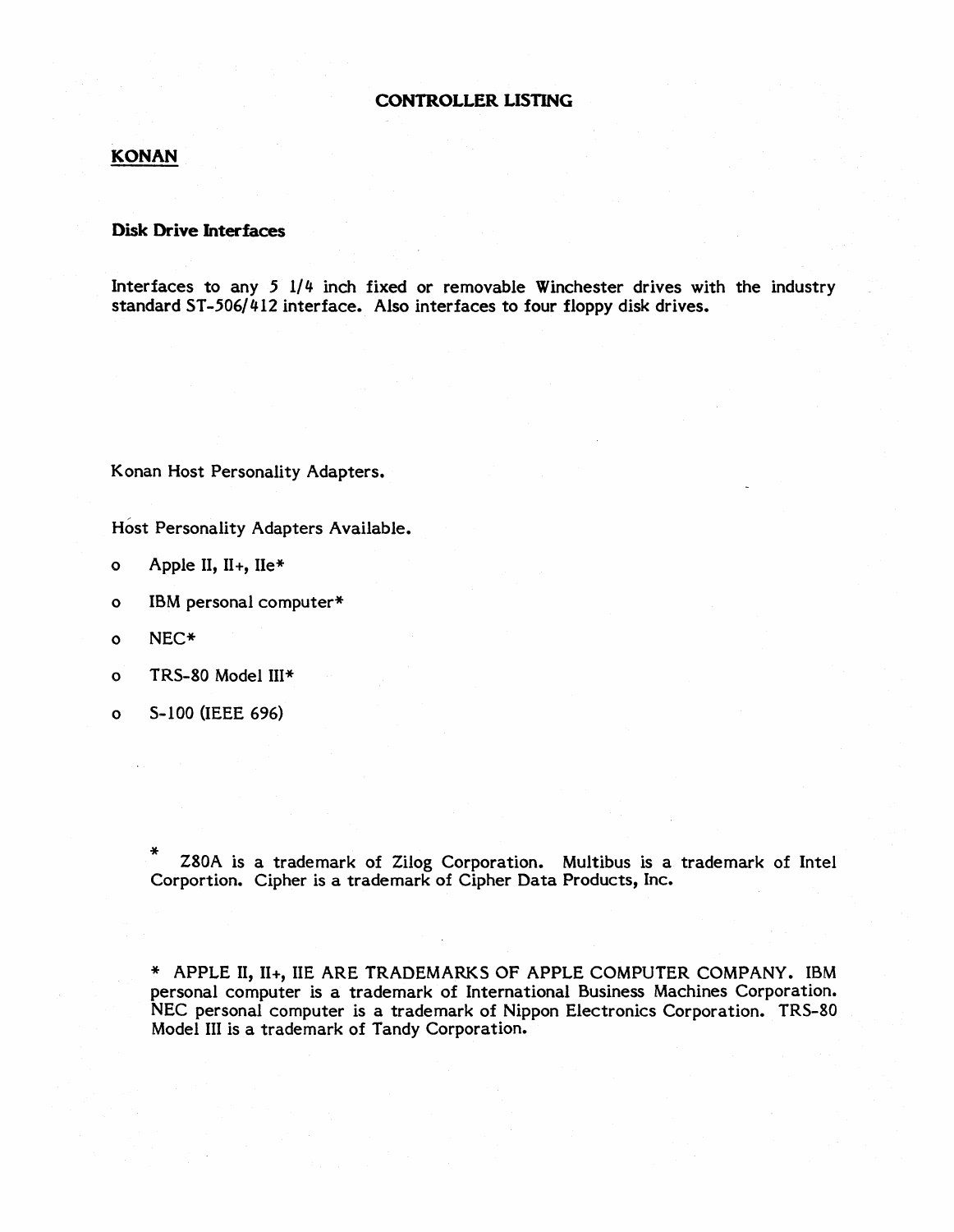# CONTROLLER LISTING

## KONAN

### Disk Drive Interfaces

Interfaces to any 5 1/4 inch fixed or removable Winchester drives with the industry standard ST-506/412 interface. Also interfaces to four floppy disk drives.

Konan Host Personality Adapters.

Host Personality Adapters Available.

- Apple II, II+, IIe*
- IBM personal computer*
- NEC*
- TRS-80 Model III*
- S-100 (IEEE 696)

\* Z80A is a trademark of Zilog Corporation. Multibus is a trademark of Intel Corportion. Cipher is a trademark of Cipher Data Products, Inc.

\* APPLE II, II+, IIE ARE TRADEMARKS OF APPLE COMPUTER COMPANY. IBM personal computer is a trademark of International Business Machines Corporation. NEC personal computer is a trademark of Nippon Electronics Corporation. TRS-80 Model III is a trademark of Tandy Corporation.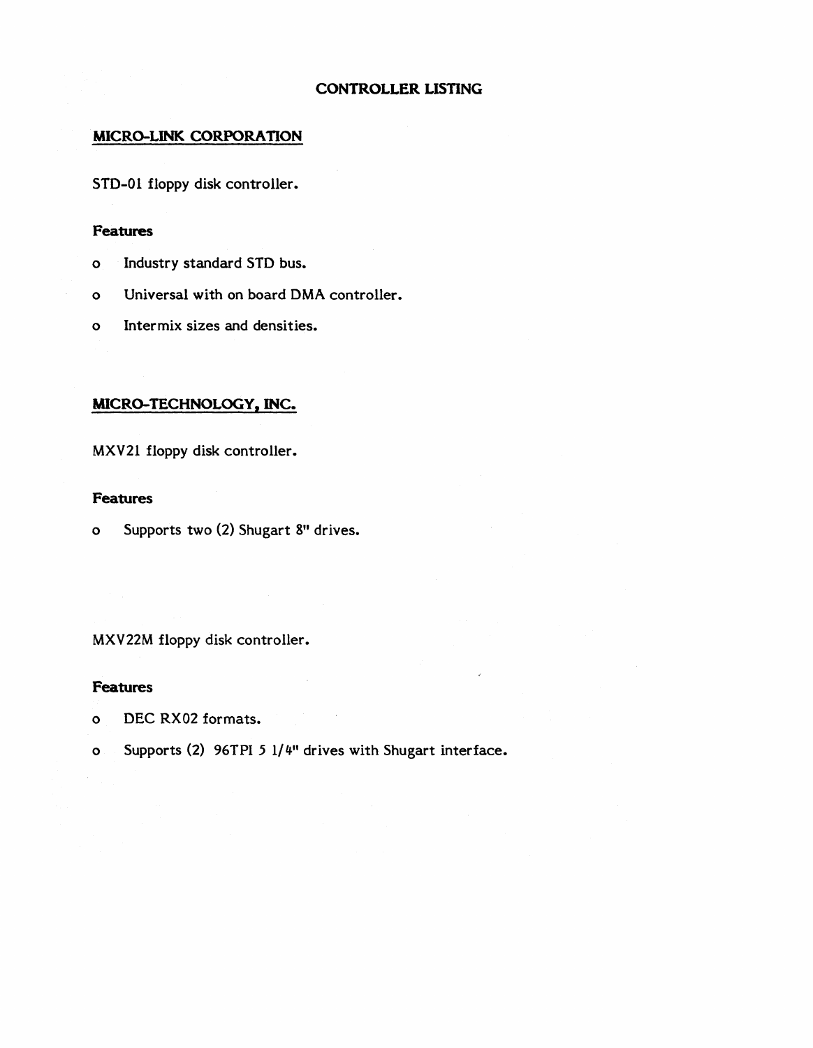# CONTROLLER LISTING

## MICRO-LINK CORPORATION

STD-01 floppy disk controller.

### Features

- Industry standard STD bus.
- Universal with on board DMA controller.
- Intermix sizes and densities.

## MICRO-TECHNOLOGY, INC.

MXV21 floppy disk controller.

### Features

- Supports two (2) Shugart 8" drives.

MXV22M floppy disk controller.

### Features

- DEC RX02 formats.
- Supports (2) 96TPI 5 1/4" drives with Shugart interface.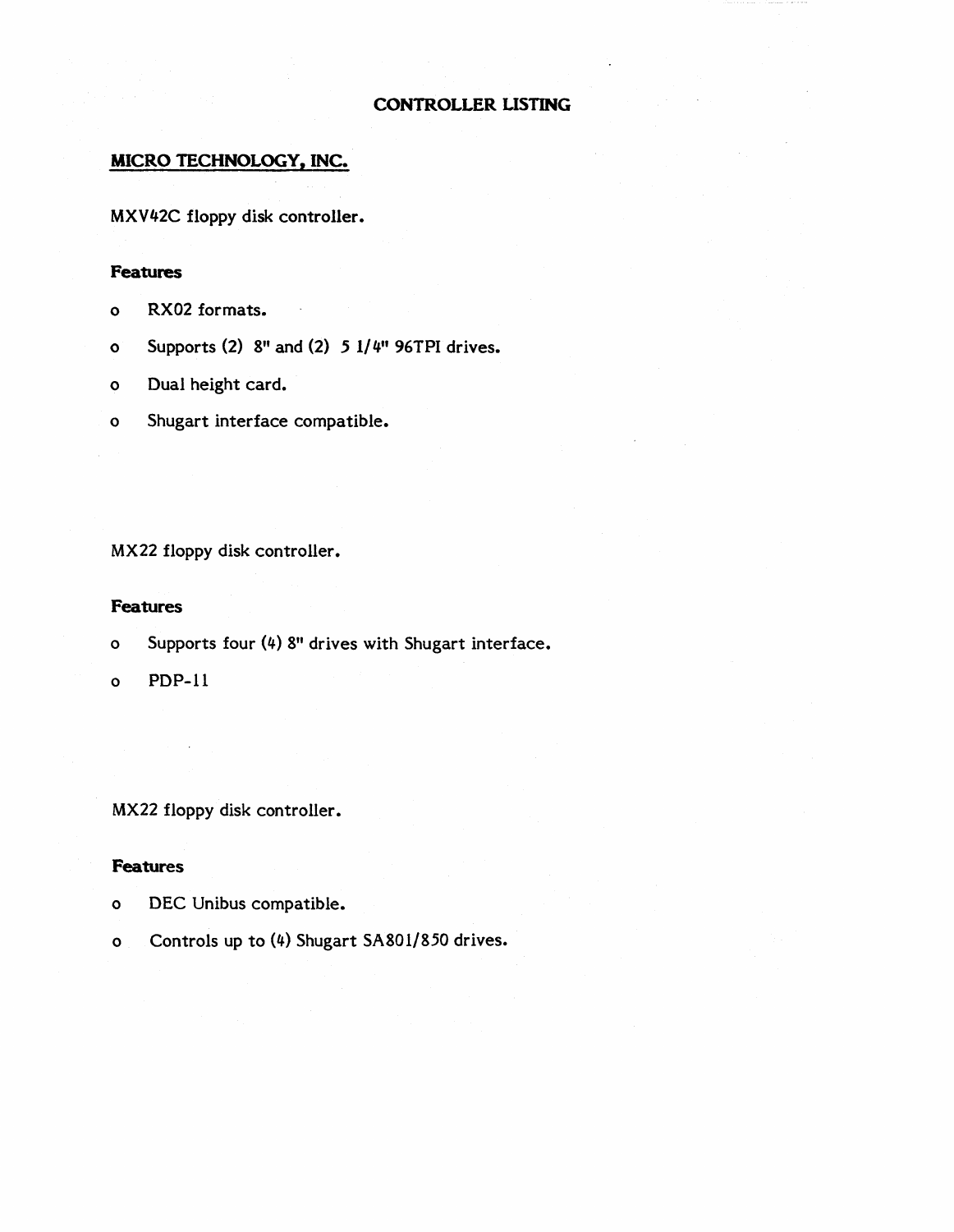# CONTROLLER LISTING

## MICRO TECHNOLOGY, INC.

MXV42C floppy disk controller.

### Features

- o RX02 formats.
- o Supports (2) 8" and (2) 5 1/4" 96TPI drives.
- o Dual height card.
- o Shugart interface compatible.

MX22 floppy disk controller.

### Features

- o Supports four (4) 8" drives with Shugart interface.
- o PDP-11

MX22 floppy disk controller.

### Features

- o DEC Unibus compatible.
- o Controls up to (4) Shugart SA801/850 drives.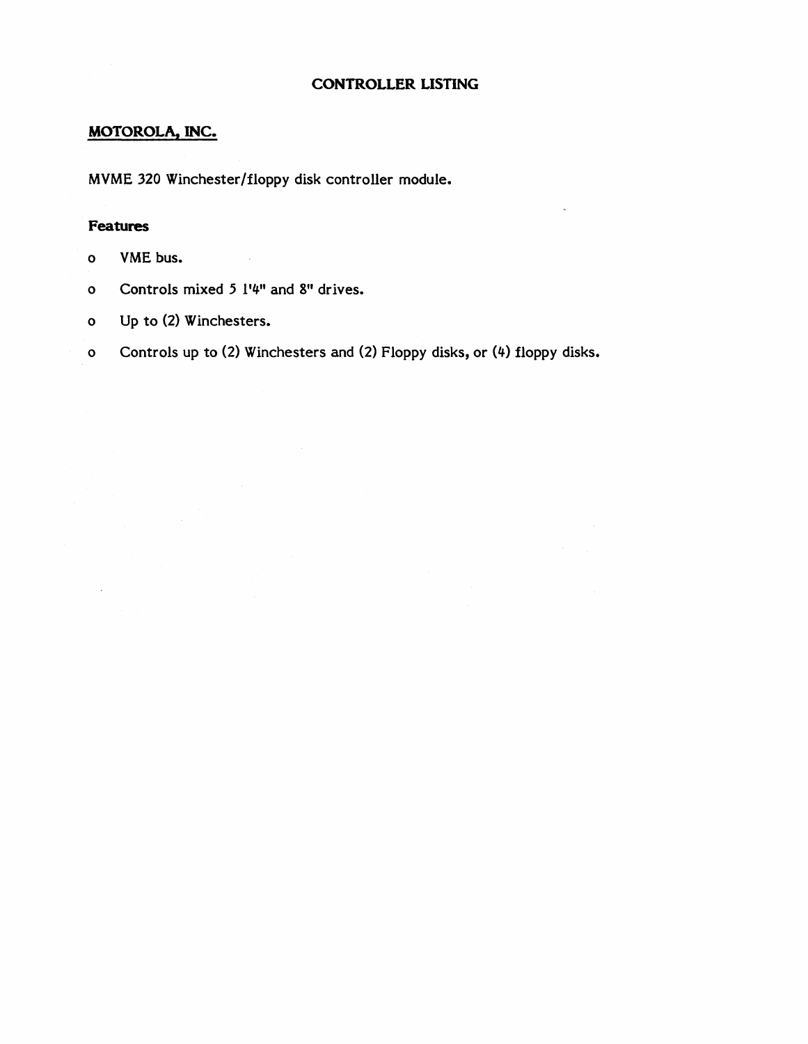# CONTROLLER LISTING

## MOTOROLA, INC.

MVME 320 Winchester/floppy disk controller module.

### Features

- VME bus.
- Controls mixed 5 1'4" and 8" drives.
- Up to (2) Winchesters.
- Controls up to (2) Winchesters and (2) Floppy disks, or (4) floppy disks.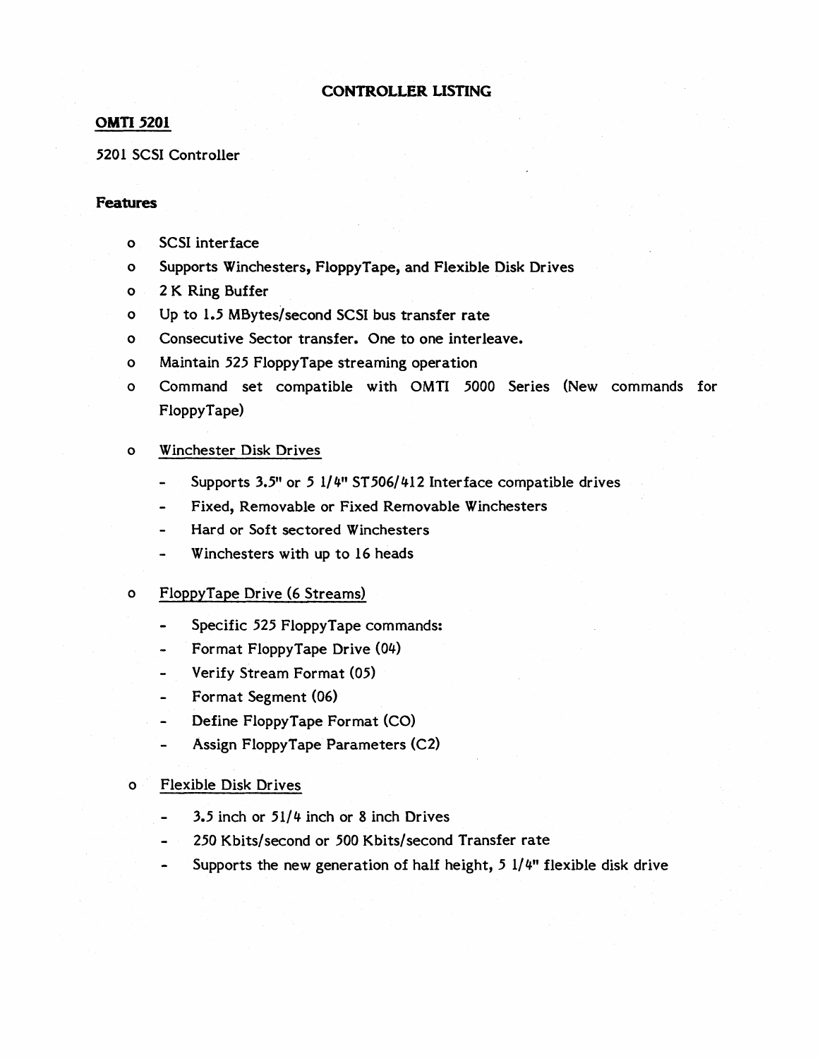# CONTROLLER LISTING

## OMTI 5201

5201 SCSI Controller

### Features

- SCSI interface
- Supports Winchesters, FloppyTape, and Flexible Disk Drives
- 2 K Ring Buffer
- Up to 1.5 MBytes/second SCSI bus transfer rate
- Consecutive Sector transfer. One to one interleave.
- Maintain 525 FloppyTape streaming operation
- Command set compatible with OMTI 5000 Series (New commands for FloppyTape)
- Winchester Disk Drives
  - Supports 3.5" or 5 1/4" ST506/412 Interface compatible drives
  - Fixed, Removable or Fixed Removable Winchesters
  - Hard or Soft sectored Winchesters
  - Winchesters with up to 16 heads
- FloppyTape Drive (6 Streams)
  - Specific 525 FloppyTape commands:
  - Format FloppyTape Drive (04)
  - Verify Stream Format (05)
  - Format Segment (06)
  - Define FloppyTape Format (CO)
  - Assign FloppyTape Parameters (C2)
- Flexible Disk Drives
  - 3.5 inch or 51/4 inch or 8 inch Drives
  - 250 Kbits/second or 500 Kbits/second Transfer rate
  - Supports the new generation of half height, 5 1/4" flexible disk drive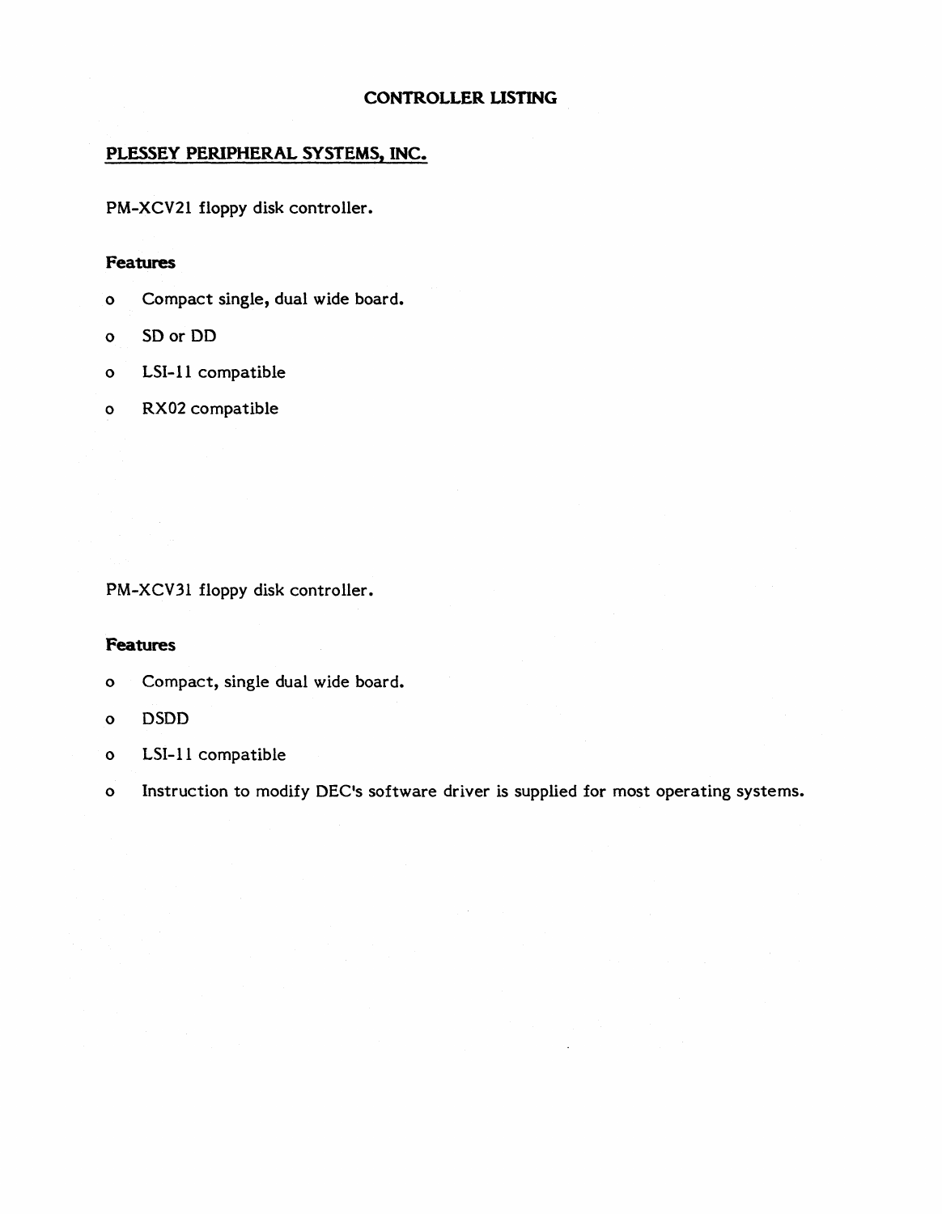# CONTROLLER LISTING

## PLESSEY PERIPHERAL SYSTEMS, INC.

PM-XCV21 floppy disk controller.

### Features

- Compact single, dual wide board.
- SD or DD
- LSI-11 compatible
- RX02 compatible

PM-XCV31 floppy disk controller.

### Features

- Compact, single dual wide board.
- DSDD
- LSI-11 compatible
- Instruction to modify DEC's software driver is supplied for most operating systems.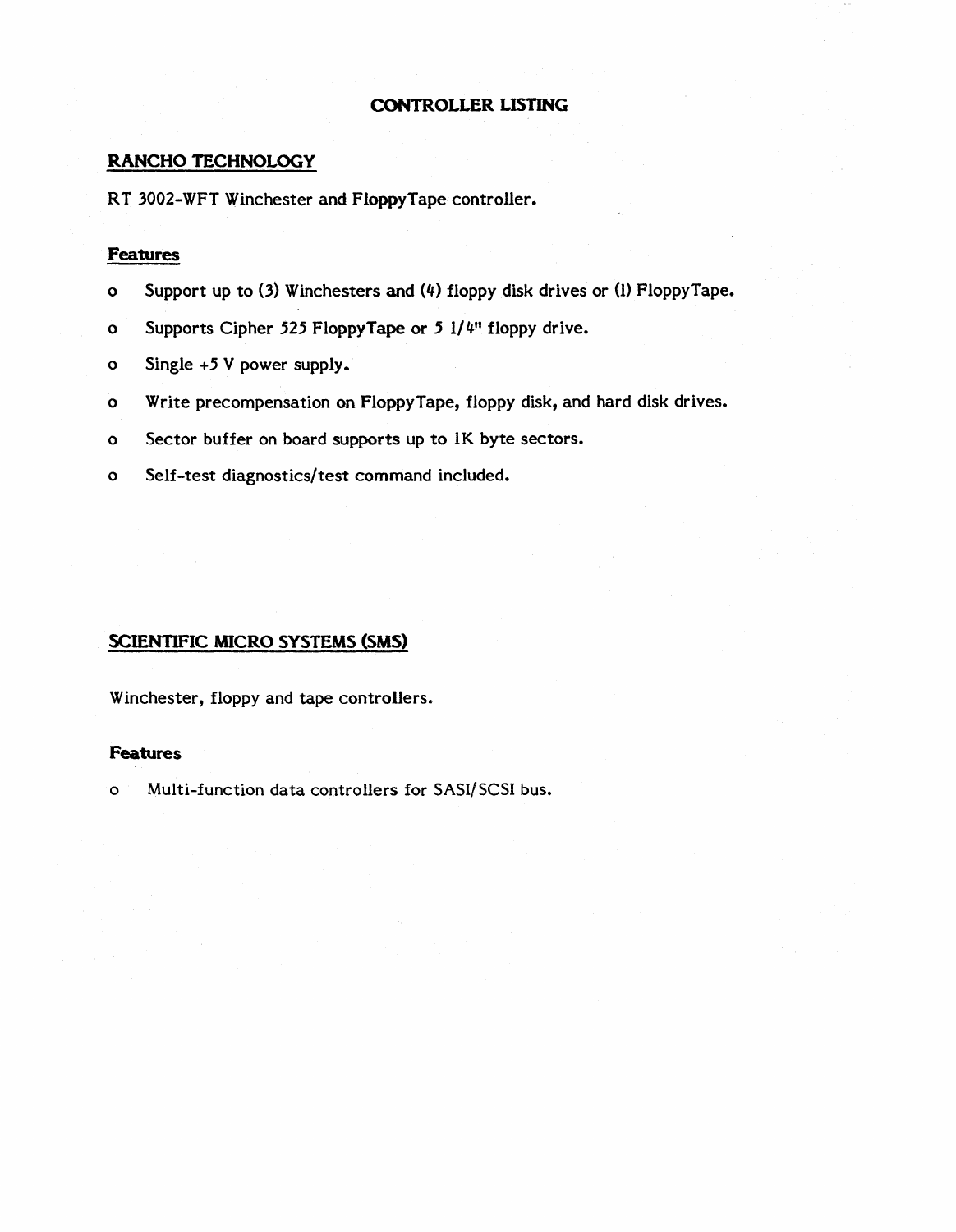# CONTROLLER LISTING

## RANCHO TECHNOLOGY

RT 3002-WFT Winchester and FloppyTape controller.

### Features

- Support up to (3) Winchesters and (4) floppy disk drives or (1) FloppyTape.
- Supports Cipher 525 FloppyTape or 5 1/4" floppy drive.
- Single +5 V power supply.
- Write precompensation on FloppyTape, floppy disk, and hard disk drives.
- Sector buffer on board supports up to 1K byte sectors.
- Self-test diagnostics/test command included.

## SCIENTIFIC MICRO SYSTEMS (SMS)

Winchester, floppy and tape controllers.

### Features

- Multi-function data controllers for SASI/SCSI bus.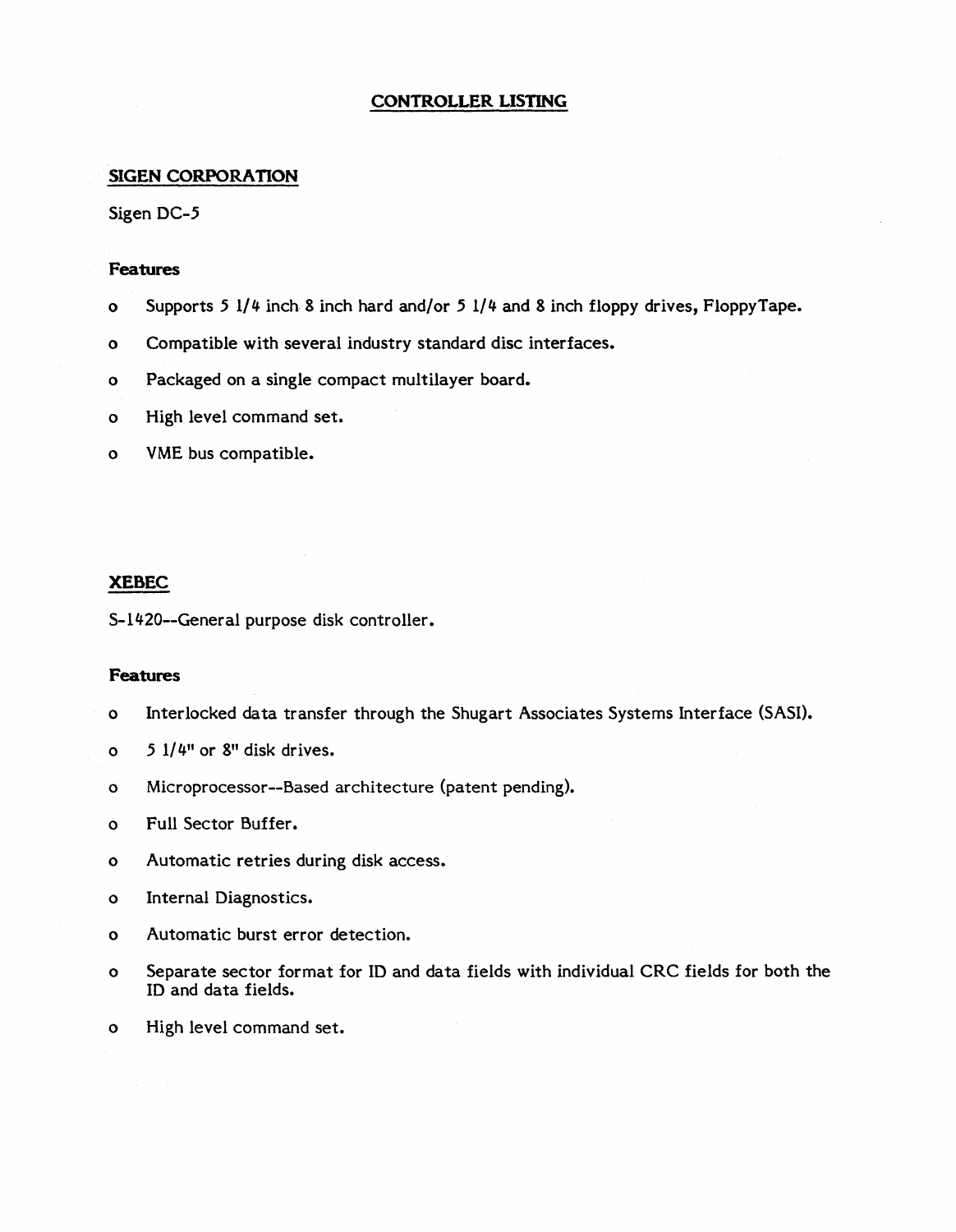# CONTROLLER LISTING

## SIGEN CORPORATION

Sigen DC-5

### Features

- Supports 5 1/4 inch 8 inch hard and/or 5 1/4 and 8 inch floppy drives, FloppyTape.
- Compatible with several industry standard disc interfaces.
- Packaged on a single compact multilayer board.
- High level command set.
- VME bus compatible.

## XEBEC

S-1420--General purpose disk controller.

### Features

- Interlocked data transfer through the Shugart Associates Systems Interface (SASI).
- 5 1/4" or 8" disk drives.
- Microprocessor--Based architecture (patent pending).
- Full Sector Buffer.
- Automatic retries during disk access.
- Internal Diagnostics.
- Automatic burst error detection.
- Separate sector format for ID and data fields with individual CRC fields for both the ID and data fields.
- High level command set.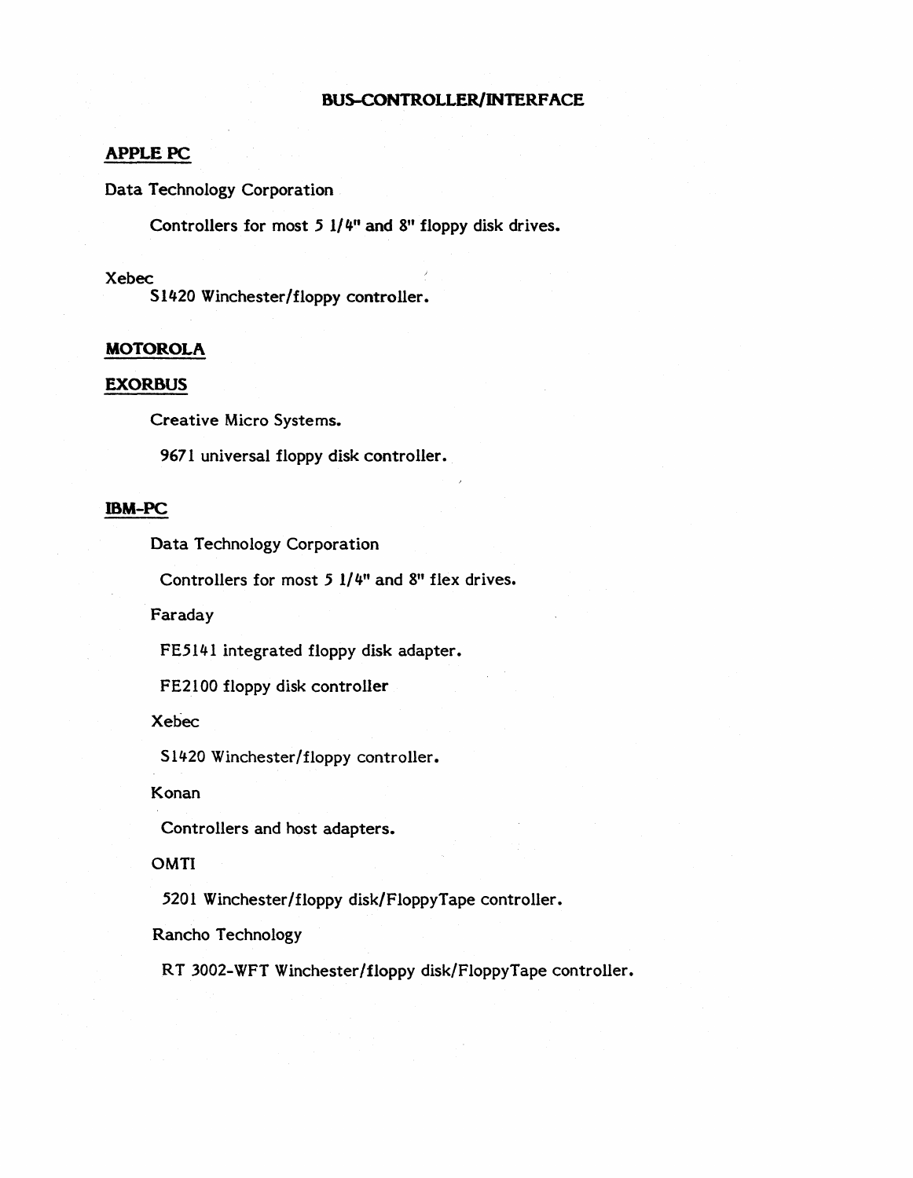# BUS-CONTROLLER/INTERFACE

## APPLE PC

Data Technology Corporation

Controllers for most 5 1/4" and 8" floppy disk drives.

Xebec

S1420 Winchester/floppy controller.

## MOTOROLA

## EXORBUS

Creative Micro Systems.

9671 universal floppy disk controller.

## IBM-PC

Data Technology Corporation

Controllers for most 5 1/4" and 8" flex drives.

Faraday

FE5141 integrated floppy disk adapter.

FE2100 floppy disk controller

Xebec

S1420 Winchester/floppy controller.

Konan

Controllers and host adapters.

OMTI

5201 Winchester/floppy disk/FloppyTape controller.

Rancho Technology

RT 3002-WFT Winchester/floppy disk/FloppyTape controller.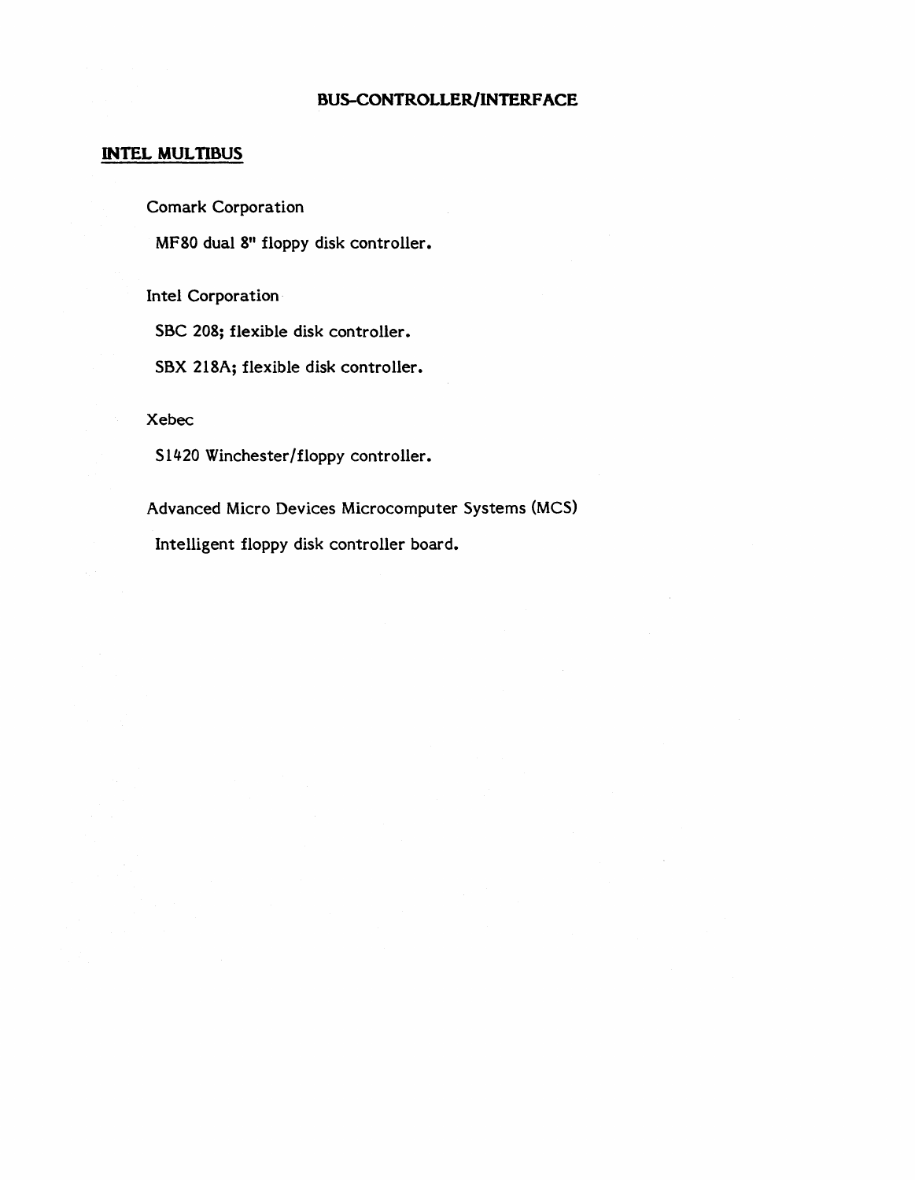# BUS-CONTROLLER/INTERFACE

## INTEL MULTIBUS

Comark Corporation

MF80 dual 8" floppy disk controller.

Intel Corporation

SBC 208; flexible disk controller.

SBX 218A; flexible disk controller.

Xebec

S1420 Winchester/floppy controller.

Advanced Micro Devices Microcomputer Systems (MCS)

Intelligent floppy disk controller board.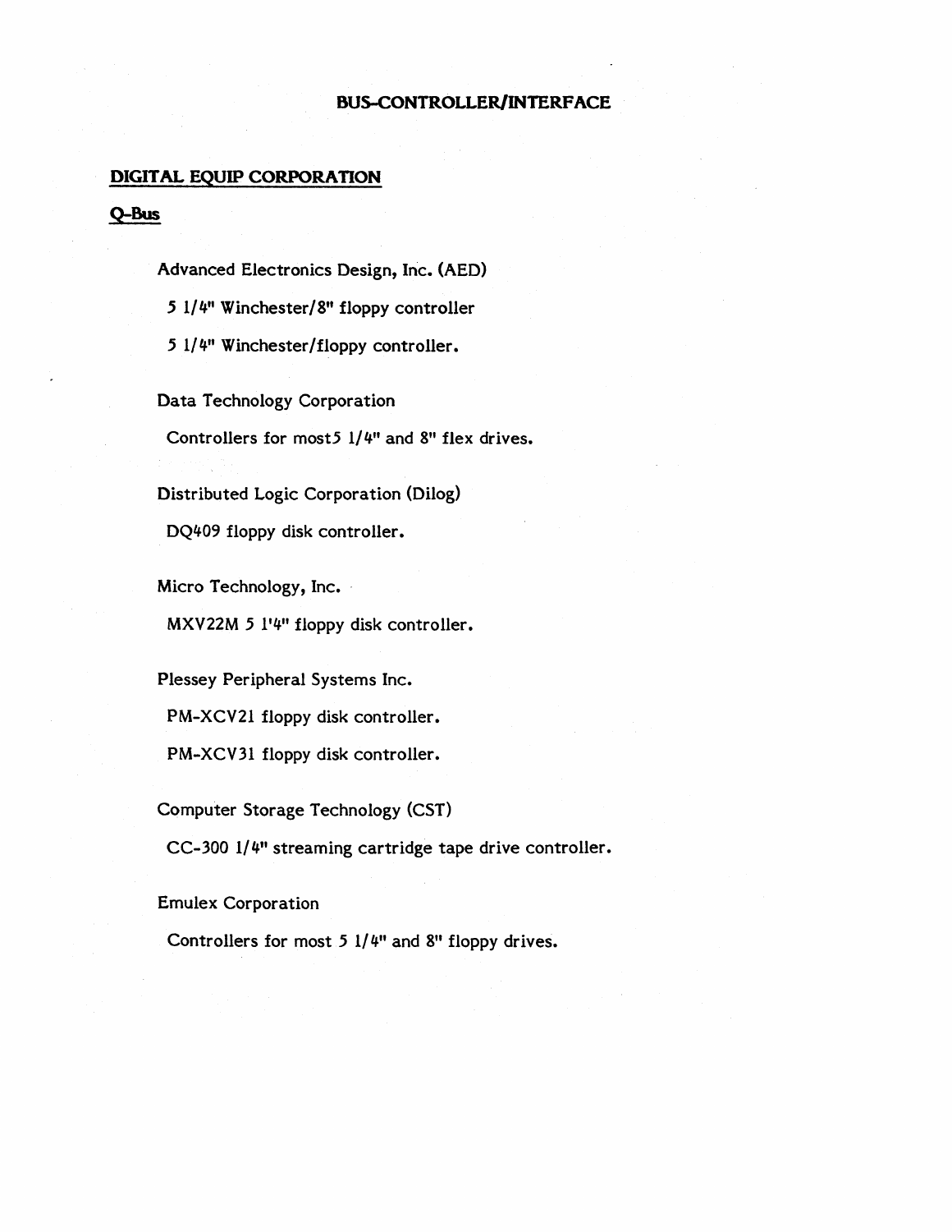## BUS-CONTROLLER/INTERFACE

### DIGITAL EQUIP CORPORATION

#### Q-Bus

Advanced Electronics Design, Inc. (AED)

5 1/4" Winchester/8" floppy controller

5 1/4" Winchester/floppy controller.

Data Technology Corporation

Controllers for most5 1/4" and 8" flex drives.

Distributed Logic Corporation (Dilog)

DQ409 floppy disk controller.

Micro Technology, Inc.

MXV22M 5 1'4" floppy disk controller.

Plessey Peripheral Systems Inc.

PM-XCV21 floppy disk controller.

PM-XCV31 floppy disk controller.

Computer Storage Technology (CST)

CC-300 1/4" streaming cartridge tape drive controller.

Emulex Corporation

Controllers for most 5 1/4" and 8" floppy drives.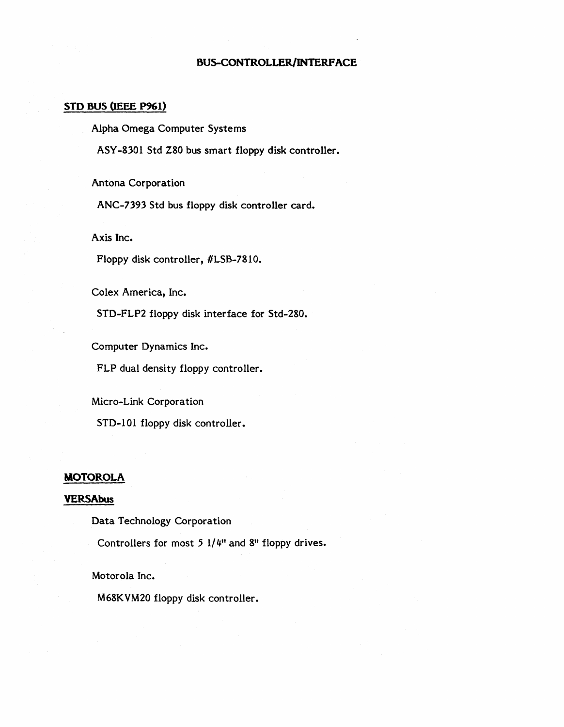# BUS-CONTROLLER/INTERFACE

## STD BUS (IEEE P961)

Alpha Omega Computer Systems

ASY-8301 Std Z80 bus smart floppy disk controller.

Antona Corporation

ANC-7393 Std bus floppy disk controller card.

Axis Inc.

Floppy disk controller, #LSB-7810.

Colex America, Inc.

STD-FLP2 floppy disk interface for Std-Z80.

Computer Dynamics Inc.

FLP dual density floppy controller.

Micro-Link Corporation

STD-101 floppy disk controller.

## MOTOROLA

### VERSAbus

Data Technology Corporation

Controllers for most 5 1/4" and 8" floppy drives.

Motorola Inc.

M68KVM20 floppy disk controller.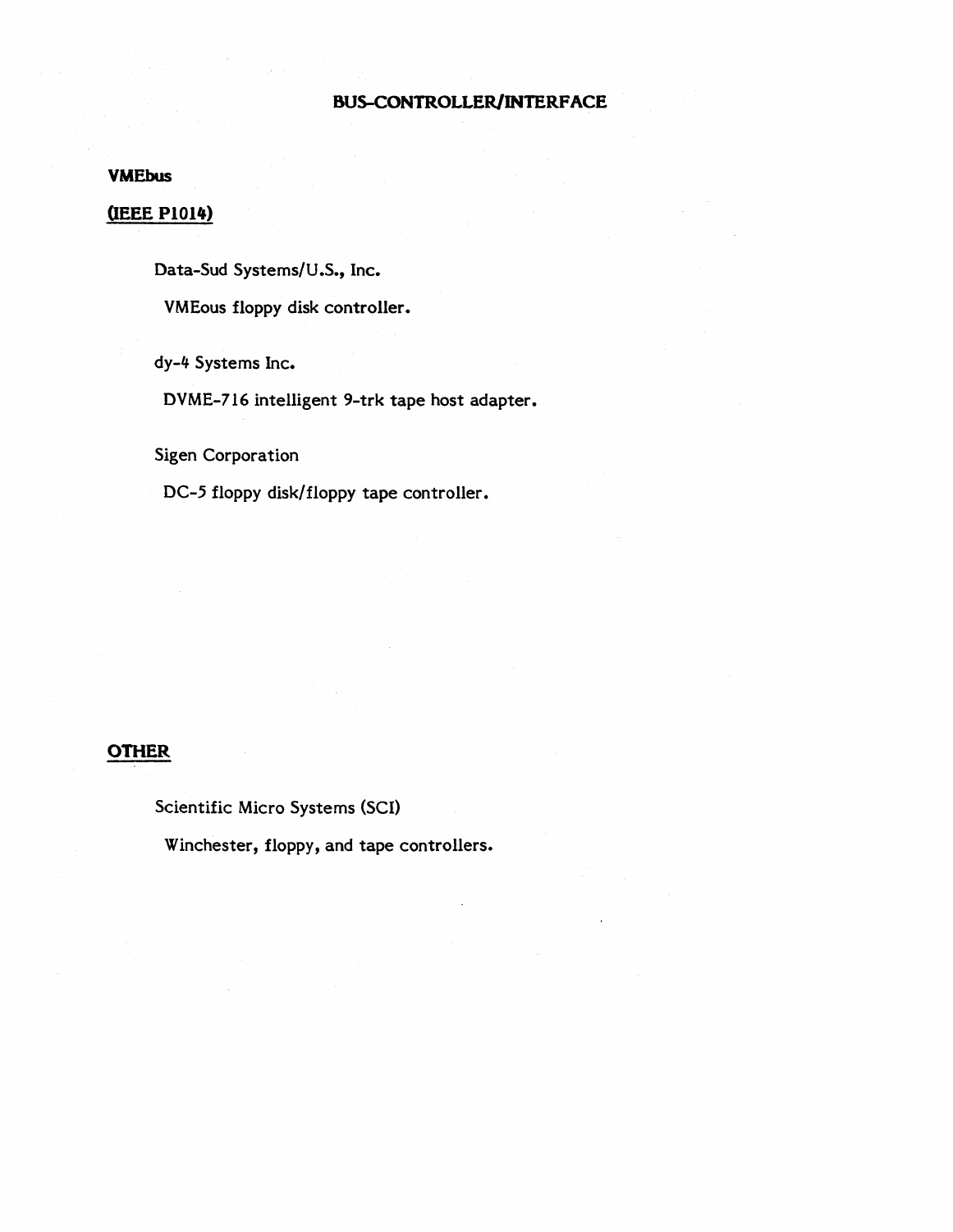# BUS-CONTROLLER/INTERFACE

**VMEbus**

**(IEEE P1014)**

Data-Sud Systems/U.S., Inc.

VMEous floppy disk controller.

dy-4 Systems Inc.

DVME-716 intelligent 9-trk tape host adapter.

Sigen Corporation

DC-5 floppy disk/floppy tape controller.

**OTHER**

Scientific Micro Systems (SCI)

Winchester, floppy, and tape controllers.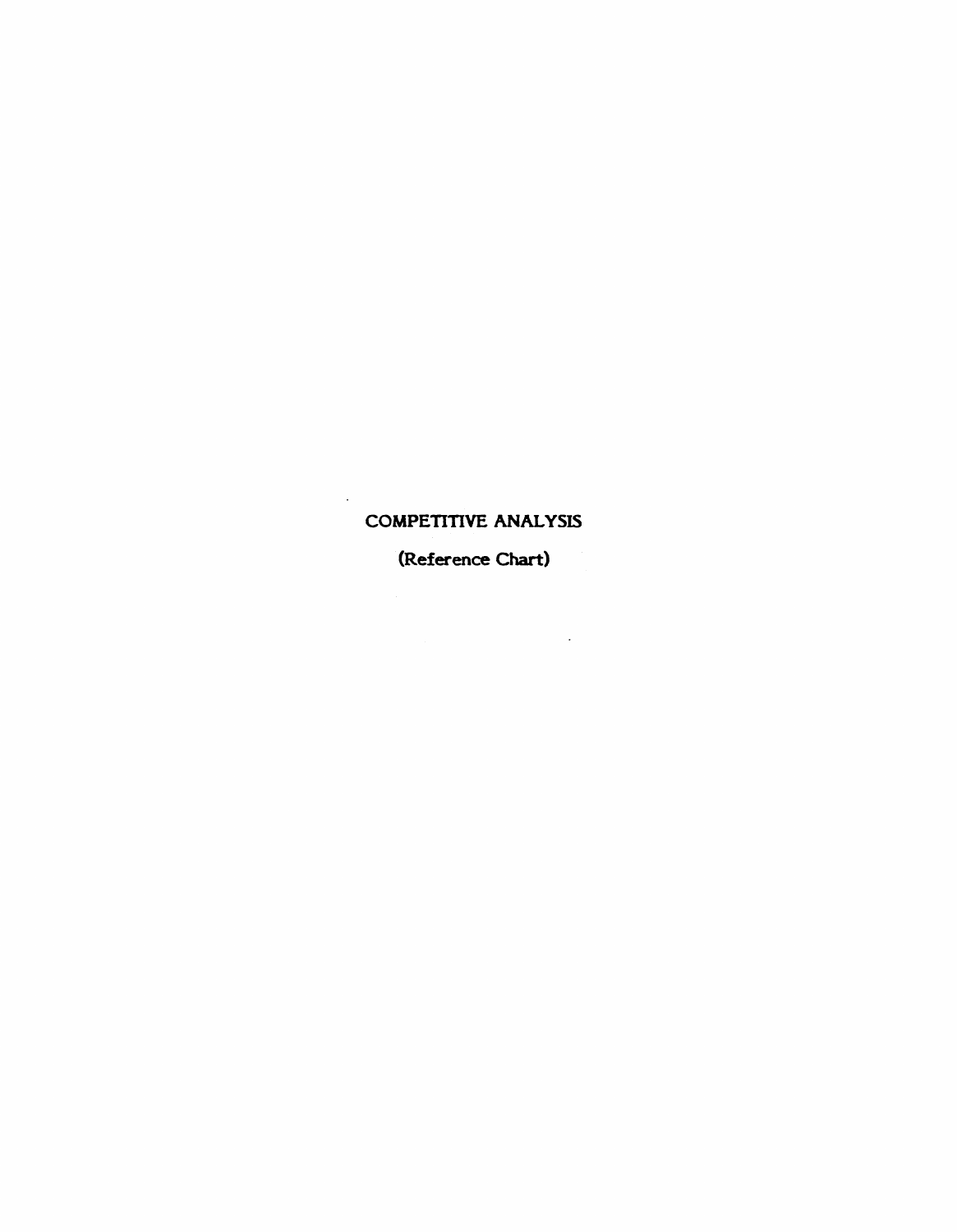# COMPETITIVE ANALYSIS

(Reference Chart)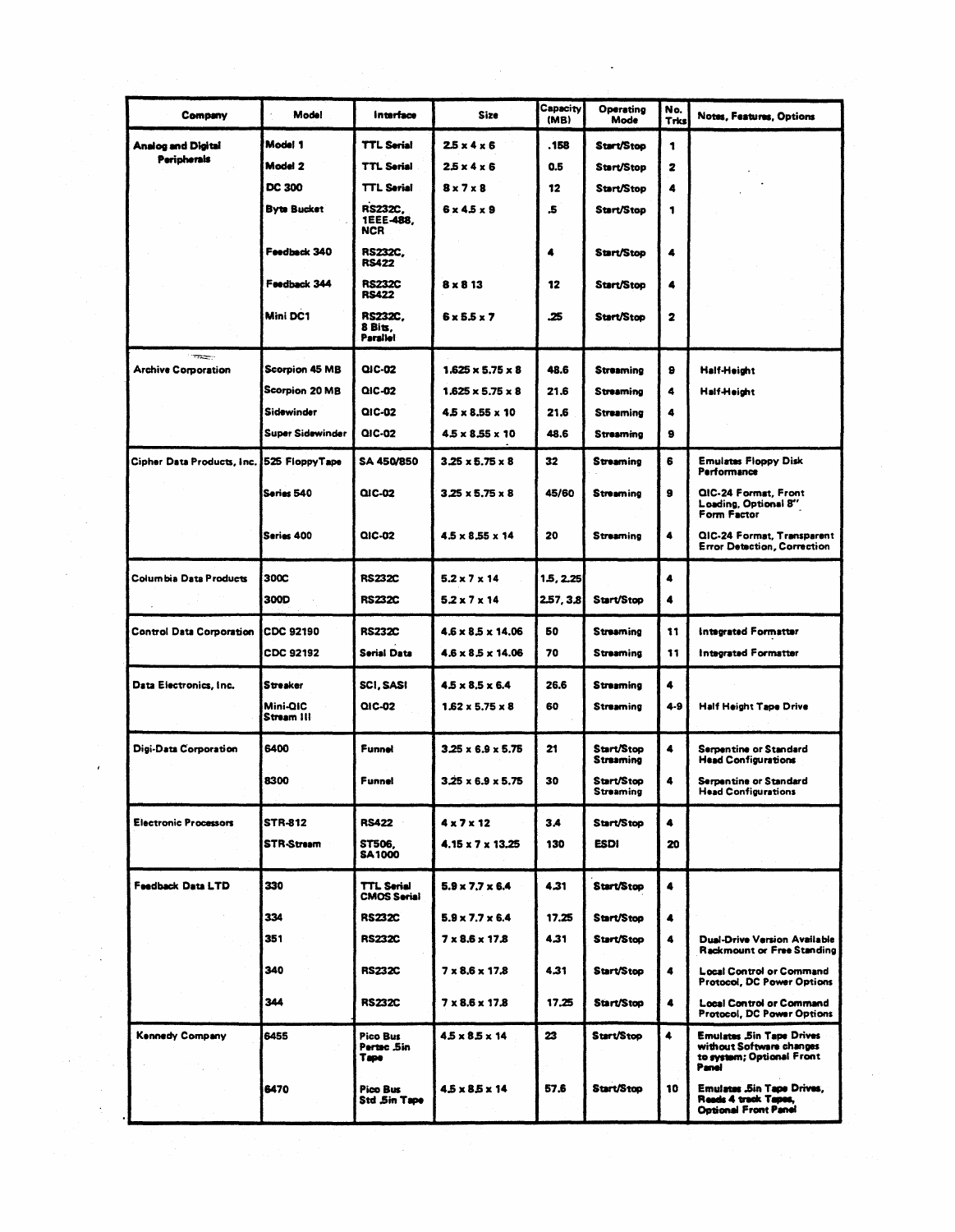| Company | Model | Interface | Size | Capacity (MB) | Operating Mode | No. Trks | Notes, Features, Options |
|---|---|---|---|---|---|---|---|
| Analog and Digital Peripherals | Model 1 | TTL Serial | 2.5 x 4 x 6 | .158 | Start/Stop | 1 | |
| | Model 2 | TTL Serial | 2.5 x 4 x 6 | 0.5 | Start/Stop | 2 | |
| | DC 300 | TTL Serial | 8 x 7 x 8 | 12 | Start/Stop | 4 | |
| | Byte Bucket | RS232C, 1EEE-488, NCR | 6 x 4.5 x 9 | .5 | Start/Stop | 1 | |
| | Feedback 340 | RS232C, RS422 | | 4 | Start/Stop | 4 | |
| | Feedback 344 | RS232C RS422 | 8 x 8 13 | 12 | Start/Stop | 4 | |
| | Mini DC1 | RS232C, 8 Bits, Parallel | 6 x 5.5 x 7 | .25 | Start/Stop | 2 | |
| Archive Corporation | Scorpion 45 MB | QIC-02 | 1.625 x 5.75 x 8 | 48.6 | Streaming | 9 | Half-Height |
| | Scorpion 20 MB | QIC-02 | 1.625 x 5.75 x 8 | 21.6 | Streaming | 4 | Half-Height |
| | Sidewinder | QIC-02 | 4.5 x 8.55 x 10 | 21.6 | Streaming | 4 | |
| | Super Sidewinder | QIC-02 | 4.5 x 8.55 x 10 | 48.6 | Streaming | 9 | |
| Cipher Data Products, Inc. | 525 FloppyTape | SA 450/850 | 3.25 x 5.75 x 8 | 32 | Streaming | 6 | Emulates Floppy Disk Performance |
| | Series 540 | QIC-02 | 3.25 x 5.75 x 8 | 45/60 | Streaming | 9 | QIC-24 Format, Front Loading, Optional 8" Form Factor |
| | Series 400 | QIC-02 | 4.5 x 8.55 x 14 | 20 | Streaming | 4 | QIC-24 Format, Transparent Error Detection, Correction |
| Columbia Data Products | 300C | RS232C | 5.2 x 7 x 14 | 1.5, 2.25 | | 4 | |
| | 300D | RS232C | 5.2 x 7 x 14 | 2.57, 3.8 | Start/Stop | 4 | |
| Control Data Corporation | CDC 92190 | RS232C | 4.6 x 8.5 x 14.06 | 50 | Streaming | 11 | Integrated Formatter |
| | CDC 92192 | Serial Data | 4.6 x 8.5 x 14.06 | 70 | Streaming | 11 | Integrated Formatter |
| Data Electronics, Inc. | Streaker | SCI, SASI | 4.5 x 8.5 x 6.4 | 26.6 | Streaming | 4 | |
| | Mini-QIC Stream III | QIC-02 | 1.62 x 5.75 x 8 | 60 | Streaming | 4-9 | Half Height Tape Drive |
| Digi-Data Corporation | 6400 | Funnel | 3.25 x 6.9 x 5.75 | 21 | Start/Stop Streaming | 4 | Serpentine or Standard Head Configurations |
| | 8300 | Funnel | 3.25 x 6.9 x 5.75 | 30 | Start/Stop Streaming | 4 | Serpentine or Standard Head Configurations |
| Electronic Processors | STR-812 | RS422 | 4 x 7 x 12 | 3.4 | Start/Stop | 4 | |
| | STR-Stream | ST506, SA1000 | 4.15 x 7 x 13.25 | 130 | ESDI | 20 | |
| Feedback Data LTD | 330 | TTL Serial CMOS Serial | 5.9 x 7.7 x 6.4 | 4.31 | Start/Stop | 4 | |
| | 334 | RS232C | 5.9 x 7.7 x 6.4 | 17.25 | Start/Stop | 4 | |
| | 351 | RS232C | 7 x 8.6 x 17.8 | 4.31 | Start/Stop | 4 | Dual-Drive Version Available Rackmount or Free Standing |
| | 340 | RS232C | 7 x 8.6 x 17.8 | 4.31 | Start/Stop | 4 | Local Control or Command Protocol, DC Power Options |
| | 344 | RS232C | 7 x 8.6 x 17.8 | 17.25 | Start/Stop | 4 | Local Control or Command Protocol, DC Power Options |
| Kennedy Company | 6455 | Pico Bus Pertec .5in Tape | 4.5 x 8.5 x 14 | 23 | Start/Stop | 4 | Emulates .5in Tape Drives without Software changes to system; Optional Front Panel |
| | 6470 | Pico Bus Std .5in Tape | 4.5 x 8.5 x 14 | 57.6 | Start/Stop | 10 | Emulates .5in Tape Drives, Reads 4 track Tapes, Optional Front Panel |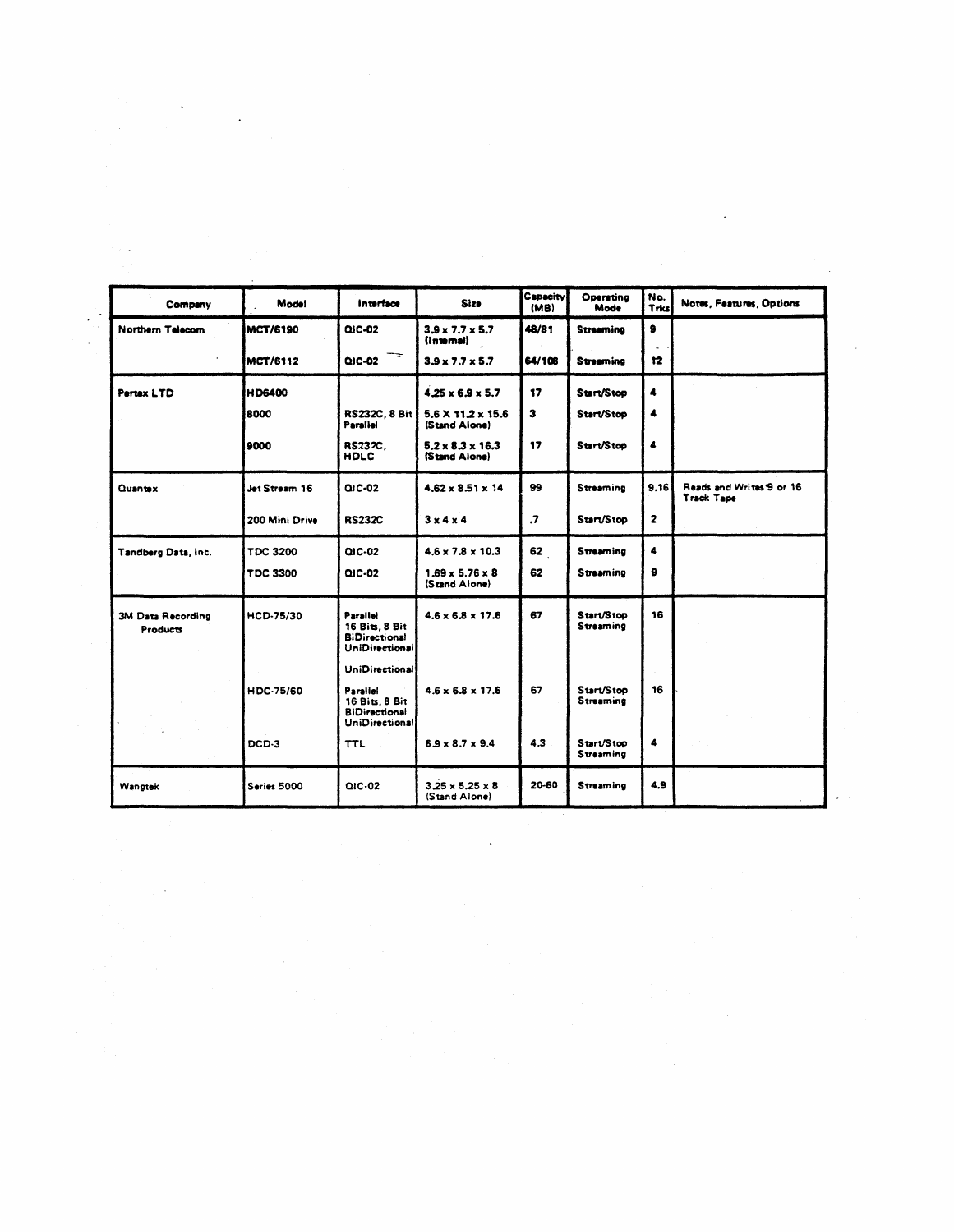| Company | Model | Interface | Size | Capacity (MB) | Operating Mode | No. Trks | Notes, Features, Options |
|---|---|---|---|---|---|---|---|
| Northern Telecom | MCT/6190 | QIC-02 | 3.9 x 7.7 x 5.7 (Internal) | 48/81 | Streaming | 9 | |
| | MCT/6112 | QIC-02 | 3.9 x 7.7 x 5.7 | 64/108 | Streaming | 12 | |
| Pertex LTD | HD6400 | | 4.25 x 6.9 x 5.7 | 17 | Start/Stop | 4 | |
| | 8000 | RS232C, 8 Bit Parallel | 5.6 X 11.2 x 15.6 (Stand Alone) | 3 | Start/Stop | 4 | |
| | 9000 | RS232C, HDLC | 5.2 x 8.3 x 16.3 (Stand Alone) | 17 | Start/Stop | 4 | |
| Quantex | Jet Stream 16 | QIC-02 | 4.62 x 8.51 x 14 | 99 | Streaming | 9.16 | Reads and Writes 9 or 16 Track Tape |
| | 200 Mini Drive | RS232C | 3 x 4 x 4 | .7 | Start/Stop | 2 | |
| Tandberg Data, Inc. | TDC 3200 | QIC-02 | 4.6 x 7.8 x 10.3 | 62 | Streaming | 4 | |
| | TDC 3300 | QIC-02 | 1.69 x 5.76 x 8 (Stand Alone) | 62 | Streaming | 9 | |
| 3M Data Recording Products | HCD-75/30 | Parallel 16 Bits, 8 Bit BiDirectional UniDirectional | 4.6 x 6.8 x 17.6 | 67 | Start/Stop Streaming | 16 | |
| | | UniDirectional | | | | | |
| | HDC-75/60 | Parallel 16 Bits, 8 Bit BiDirectional UniDirectional | 4.6 x 6.8 x 17.6 | 67 | Start/Stop Streaming | 16 | |
| | DCD-3 | TTL | 6.9 x 8.7 x 9.4 | 4.3 | Start/Stop Streaming | 4 | |
| Wangtek | Series 5000 | QIC-02 | 3.25 x 5.25 x 8 (Stand Alone) | 20-60 | Streaming | 4.9 | |